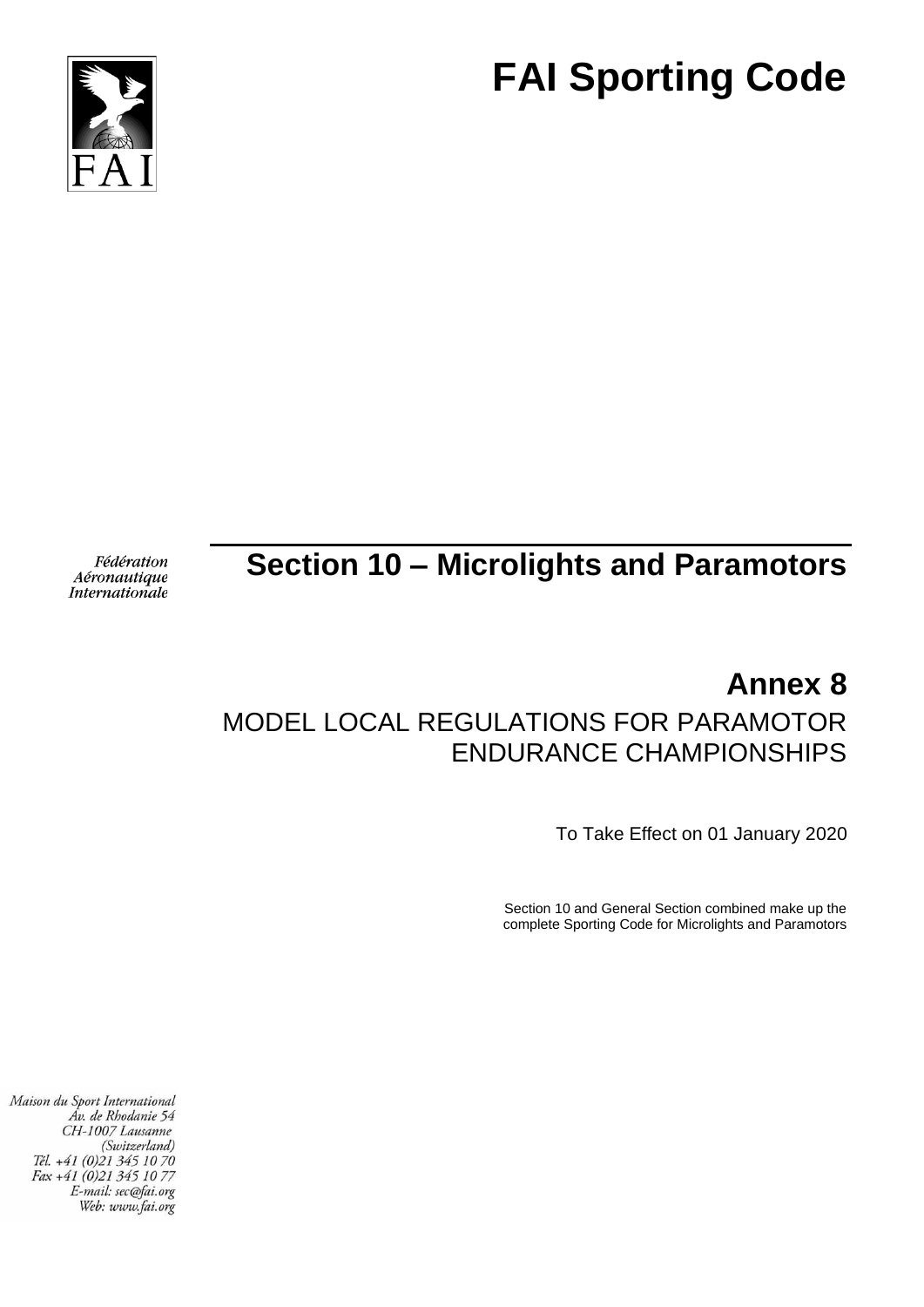# FAI Sporting Code

Fédération
Aéronautique
Internationale

## Section 10 – Microlights and Paramotors

## Annex 8

MODEL LOCAL REGULATIONS FOR PARAMOTOR ENDURANCE CHAMPIONSHIPS

To Take Effect on 01 January 2020

Section 10 and General Section combined make up the complete Sporting Code for Microlights and Paramotors

Maison du Sport International
Av. de Rhodanie 54
CH-1007 Lausanne
(Switzerland)
Tél. +41 (0)21 345 10 70
Fax +41 (0)21 345 10 77
E-mail: sec@fai.org
Web: www.fai.org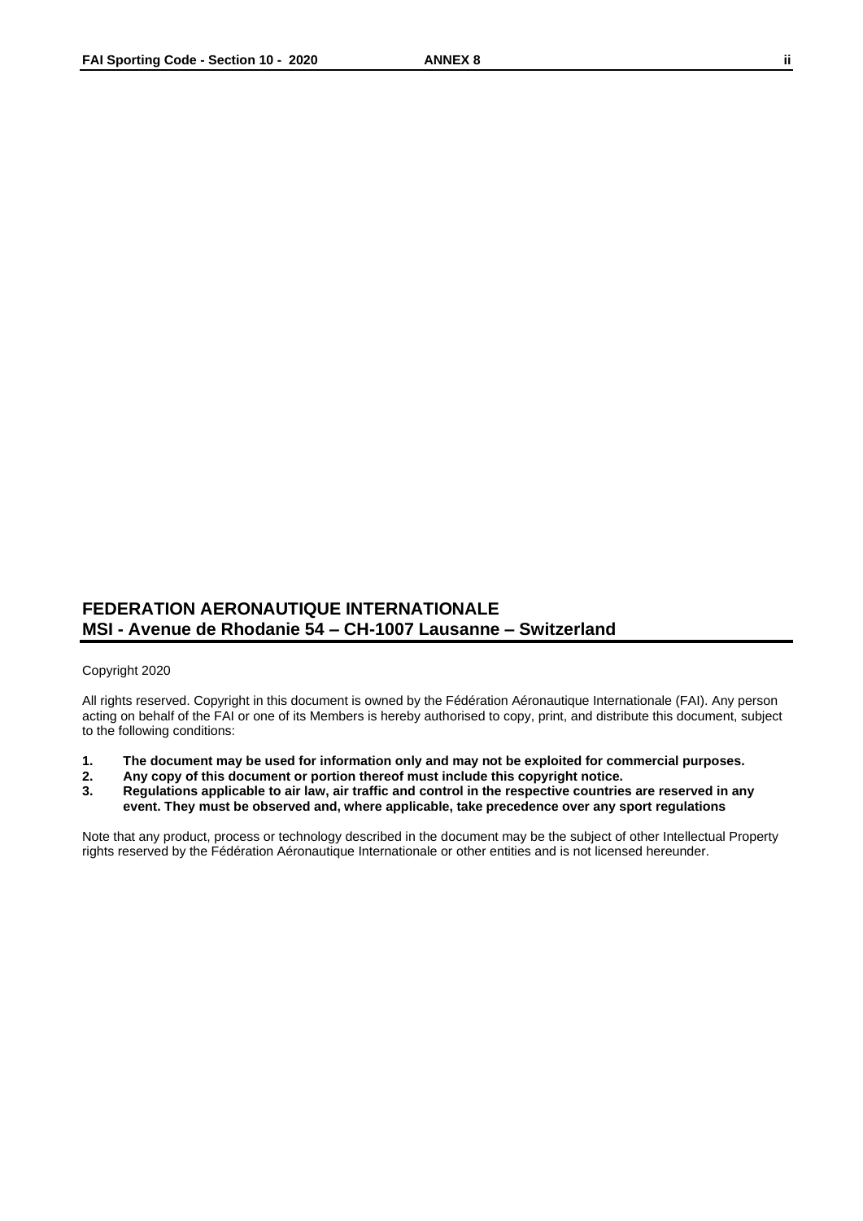## FEDERATION AERONAUTIQUE INTERNATIONALE
## MSI - Avenue de Rhodanie 54 – CH-1007 Lausanne – Switzerland

Copyright 2020

All rights reserved. Copyright in this document is owned by the Fédération Aéronautique Internationale (FAI). Any person acting on behalf of the FAI or one of its Members is hereby authorised to copy, print, and distribute this document, subject to the following conditions:

1. **The document may be used for information only and may not be exploited for commercial purposes.**
2. **Any copy of this document or portion thereof must include this copyright notice.**
3. **Regulations applicable to air law, air traffic and control in the respective countries are reserved in any event. They must be observed and, where applicable, take precedence over any sport regulations**

Note that any product, process or technology described in the document may be the subject of other Intellectual Property rights reserved by the Fédération Aéronautique Internationale or other entities and is not licensed hereunder.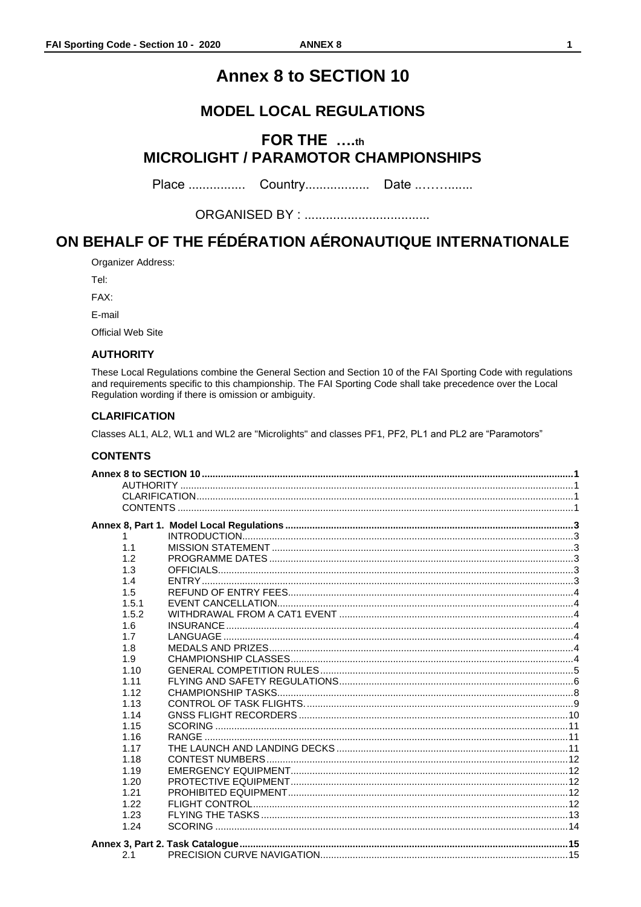# Annex 8 to SECTION 10

## MODEL LOCAL REGULATIONS

## FOR THE ….th MICROLIGHT / PARAMOTOR CHAMPIONSHIPS

Place ................ Country.................. Date ..…….......

ORGANISED BY : ...................................

# ON BEHALF OF THE FÉDÉRATION AÉRONAUTIQUE INTERNATIONALE

Organizer Address:

Tel:

FAX:

E-mail

Official Web Site

### AUTHORITY

These Local Regulations combine the General Section and Section 10 of the FAI Sporting Code with regulations and requirements specific to this championship. The FAI Sporting Code shall take precedence over the Local Regulation wording if there is omission or ambiguity.

### CLARIFICATION

Classes AL1, AL2, WL1 and WL2 are "Microlights" and classes PF1, PF2, PL1 and PL2 are "Paramotors"

### CONTENTS

**Annex 8 to SECTION 10** ....1
- AUTHORITY ....1
- CLARIFICATION....1
- CONTENTS ....1

**Annex 8, Part 1. Model Local Regulations** ....3

| | | |
|---|---|---|
| 1 | INTRODUCTION | 3 |
| 1.1 | MISSION STATEMENT | 3 |
| 1.2 | PROGRAMME DATES | 3 |
| 1.3 | OFFICIALS | 3 |
| 1.4 | ENTRY | 3 |
| 1.5 | REFUND OF ENTRY FEES | 4 |
| 1.5.1 | EVENT CANCELLATION | 4 |
| 1.5.2 | WITHDRAWAL FROM A CAT1 EVENT | 4 |
| 1.6 | INSURANCE | 4 |
| 1.7 | LANGUAGE | 4 |
| 1.8 | MEDALS AND PRIZES | 4 |
| 1.9 | CHAMPIONSHIP CLASSES | 4 |
| 1.10 | GENERAL COMPETITION RULES | 5 |
| 1.11 | FLYING AND SAFETY REGULATIONS | 6 |
| 1.12 | CHAMPIONSHIP TASKS | 8 |
| 1.13 | CONTROL OF TASK FLIGHTS. | 9 |
| 1.14 | GNSS FLIGHT RECORDERS | 10 |
| 1.15 | SCORING | 11 |
| 1.16 | RANGE | 11 |
| 1.17 | THE LAUNCH AND LANDING DECKS | 11 |
| 1.18 | CONTEST NUMBERS | 12 |
| 1.19 | EMERGENCY EQUIPMENT | 12 |
| 1.20 | PROTECTIVE EQUIPMENT | 12 |
| 1.21 | PROHIBITED EQUIPMENT | 12 |
| 1.22 | FLIGHT CONTROL | 12 |
| 1.23 | FLYING THE TASKS | 13 |
| 1.24 | SCORING | 14 |

**Annex 3, Part 2. Task Catalogue** ....15

| | | |
|---|---|---|
| 2.1 | PRECISION CURVE NAVIGATION | 15 |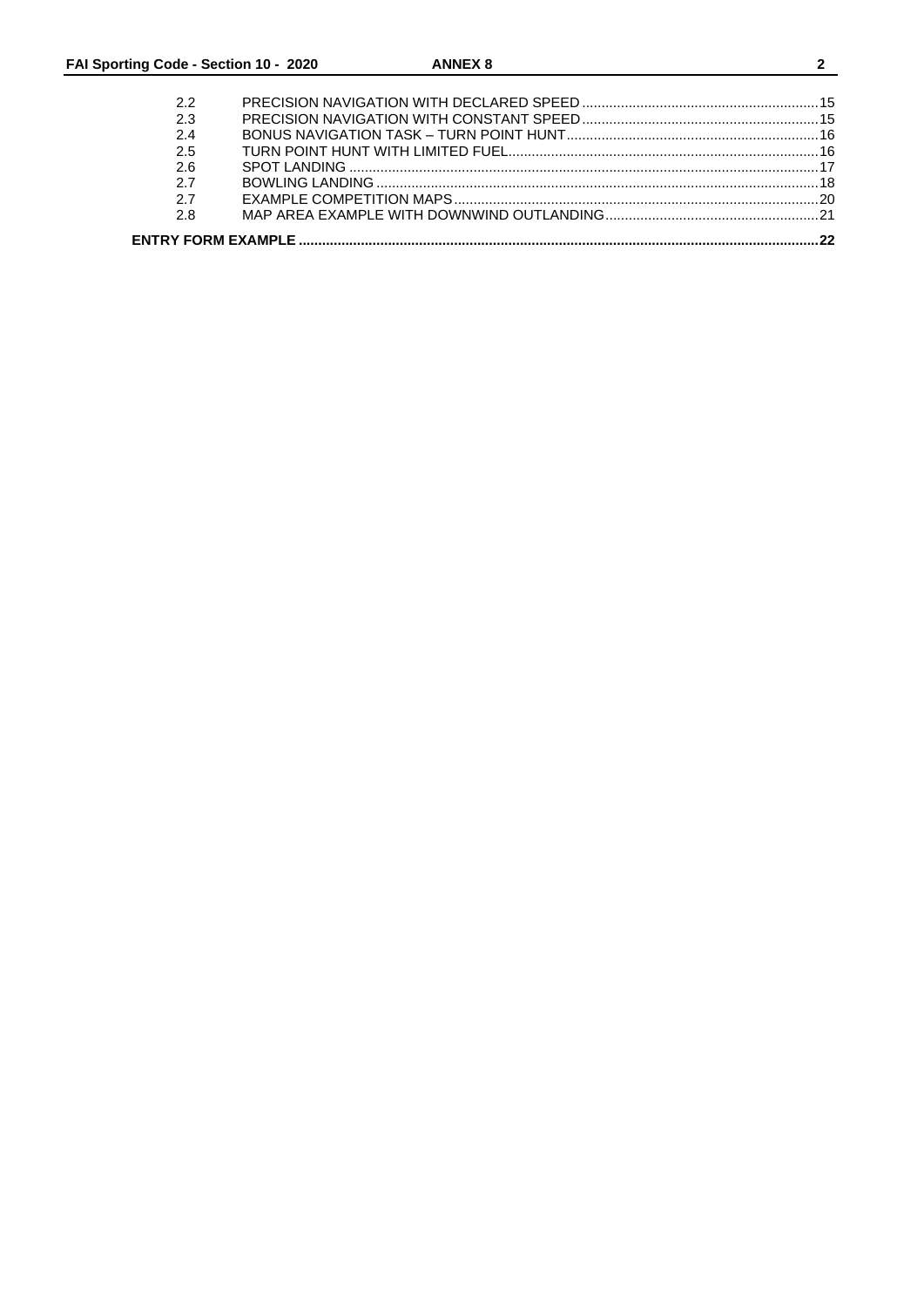| | | |
|---|---|---|
| 2.2 | PRECISION NAVIGATION WITH DECLARED SPEED | 15 |
| 2.3 | PRECISION NAVIGATION WITH CONSTANT SPEED | 15 |
| 2.4 | BONUS NAVIGATION TASK – TURN POINT HUNT | 16 |
| 2.5 | TURN POINT HUNT WITH LIMITED FUEL | 16 |
| 2.6 | SPOT LANDING | 17 |
| 2.7 | BOWLING LANDING | 18 |
| 2.7 | EXAMPLE COMPETITION MAPS | 20 |
| 2.8 | MAP AREA EXAMPLE WITH DOWNWIND OUTLANDING | 21 |

**ENTRY FORM EXAMPLE** ..... **22**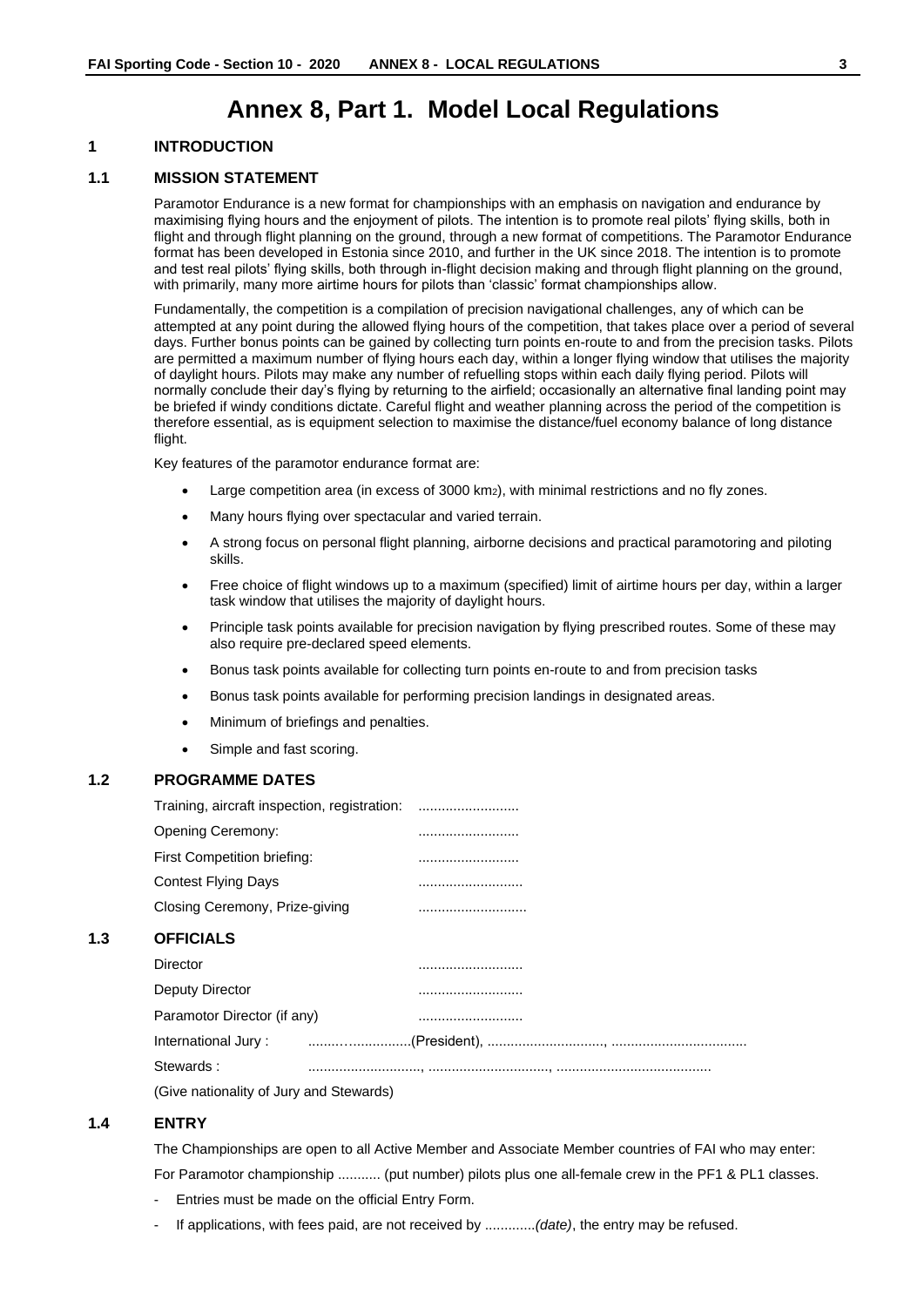# Annex 8, Part 1. Model Local Regulations

## 1 INTRODUCTION

### 1.1 MISSION STATEMENT

Paramotor Endurance is a new format for championships with an emphasis on navigation and endurance by maximising flying hours and the enjoyment of pilots. The intention is to promote real pilots' flying skills, both in flight and through flight planning on the ground, through a new format of competitions. The Paramotor Endurance format has been developed in Estonia since 2010, and further in the UK since 2018. The intention is to promote and test real pilots' flying skills, both through in-flight decision making and through flight planning on the ground, with primarily, many more airtime hours for pilots than 'classic' format championships allow.

Fundamentally, the competition is a compilation of precision navigational challenges, any of which can be attempted at any point during the allowed flying hours of the competition, that takes place over a period of several days. Further bonus points can be gained by collecting turn points en-route to and from the precision tasks. Pilots are permitted a maximum number of flying hours each day, within a longer flying window that utilises the majority of daylight hours. Pilots may make any number of refuelling stops within each daily flying period. Pilots will normally conclude their day's flying by returning to the airfield; occasionally an alternative final landing point may be briefed if windy conditions dictate. Careful flight and weather planning across the period of the competition is therefore essential, as is equipment selection to maximise the distance/fuel economy balance of long distance flight.

Key features of the paramotor endurance format are:

- Large competition area (in excess of 3000 $km^2$), with minimal restrictions and no fly zones.
- Many hours flying over spectacular and varied terrain.
- A strong focus on personal flight planning, airborne decisions and practical paramotoring and piloting skills.
- Free choice of flight windows up to a maximum (specified) limit of airtime hours per day, within a larger task window that utilises the majority of daylight hours.
- Principle task points available for precision navigation by flying prescribed routes. Some of these may also require pre-declared speed elements.
- Bonus task points available for collecting turn points en-route to and from precision tasks
- Bonus task points available for performing precision landings in designated areas.
- Minimum of briefings and penalties.
- Simple and fast scoring.

### 1.2 PROGRAMME DATES

Training, aircraft inspection, registration: ..........................

Opening Ceremony: ..........................

First Competition briefing: ..........................

Contest Flying Days ...........................

Closing Ceremony, Prize-giving ............................

### 1.3 OFFICIALS

Director ...........................

Deputy Director ...........................

Paramotor Director (if any) ...........................

International Jury : ........…..............(President), .............................., ..................................

Stewards : ............................, ................................, .......................................

(Give nationality of Jury and Stewards)

### 1.4 ENTRY

The Championships are open to all Active Member and Associate Member countries of FAI who may enter:

For Paramotor championship ........... (put number) pilots plus one all-female crew in the PF1 & PL1 classes.

- Entries must be made on the official Entry Form.
- If applications, with fees paid, are not received by ............*(date)*, the entry may be refused.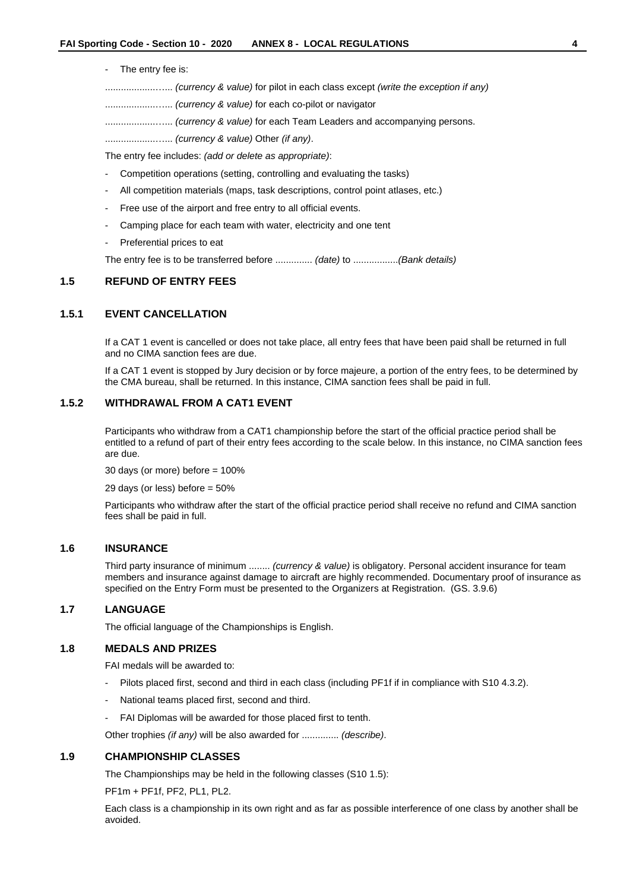- The entry fee is:

.....................…... *(currency & value)* for pilot in each class except *(write the exception if any)*

.....................…... *(currency & value)* for each co-pilot or navigator

.....................…... *(currency & value)* for each Team Leaders and accompanying persons.

.....................…... *(currency & value)* Other *(if any)*.

The entry fee includes: *(add or delete as appropriate)*:

- Competition operations (setting, controlling and evaluating the tasks)
- All competition materials (maps, task descriptions, control point atlases, etc.)
- Free use of the airport and free entry to all official events.
- Camping place for each team with water, electricity and one tent
- Preferential prices to eat

The entry fee is to be transferred before .............. *(date)* to .................*(Bank details)*

## 1.5 REFUND OF ENTRY FEES

### 1.5.1 EVENT CANCELLATION

If a CAT 1 event is cancelled or does not take place, all entry fees that have been paid shall be returned in full and no CIMA sanction fees are due.

If a CAT 1 event is stopped by Jury decision or by force majeure, a portion of the entry fees, to be determined by the CMA bureau, shall be returned. In this instance, CIMA sanction fees shall be paid in full.

### 1.5.2 WITHDRAWAL FROM A CAT1 EVENT

Participants who withdraw from a CAT1 championship before the start of the official practice period shall be entitled to a refund of part of their entry fees according to the scale below. In this instance, no CIMA sanction fees are due.

30 days (or more) before = 100%

29 days (or less) before = 50%

Participants who withdraw after the start of the official practice period shall receive no refund and CIMA sanction fees shall be paid in full.

## 1.6 INSURANCE

Third party insurance of minimum ........ *(currency & value)* is obligatory. Personal accident insurance for team members and insurance against damage to aircraft are highly recommended. Documentary proof of insurance as specified on the Entry Form must be presented to the Organizers at Registration. (GS. 3.9.6)

## 1.7 LANGUAGE

The official language of the Championships is English.

## 1.8 MEDALS AND PRIZES

FAI medals will be awarded to:

- Pilots placed first, second and third in each class (including PF1f if in compliance with S10 4.3.2).
- National teams placed first, second and third.
- FAI Diplomas will be awarded for those placed first to tenth.

Other trophies *(if any)* will be also awarded for .............. *(describe)*.

## 1.9 CHAMPIONSHIP CLASSES

The Championships may be held in the following classes (S10 1.5):

PF1m + PF1f, PF2, PL1, PL2.

Each class is a championship in its own right and as far as possible interference of one class by another shall be avoided.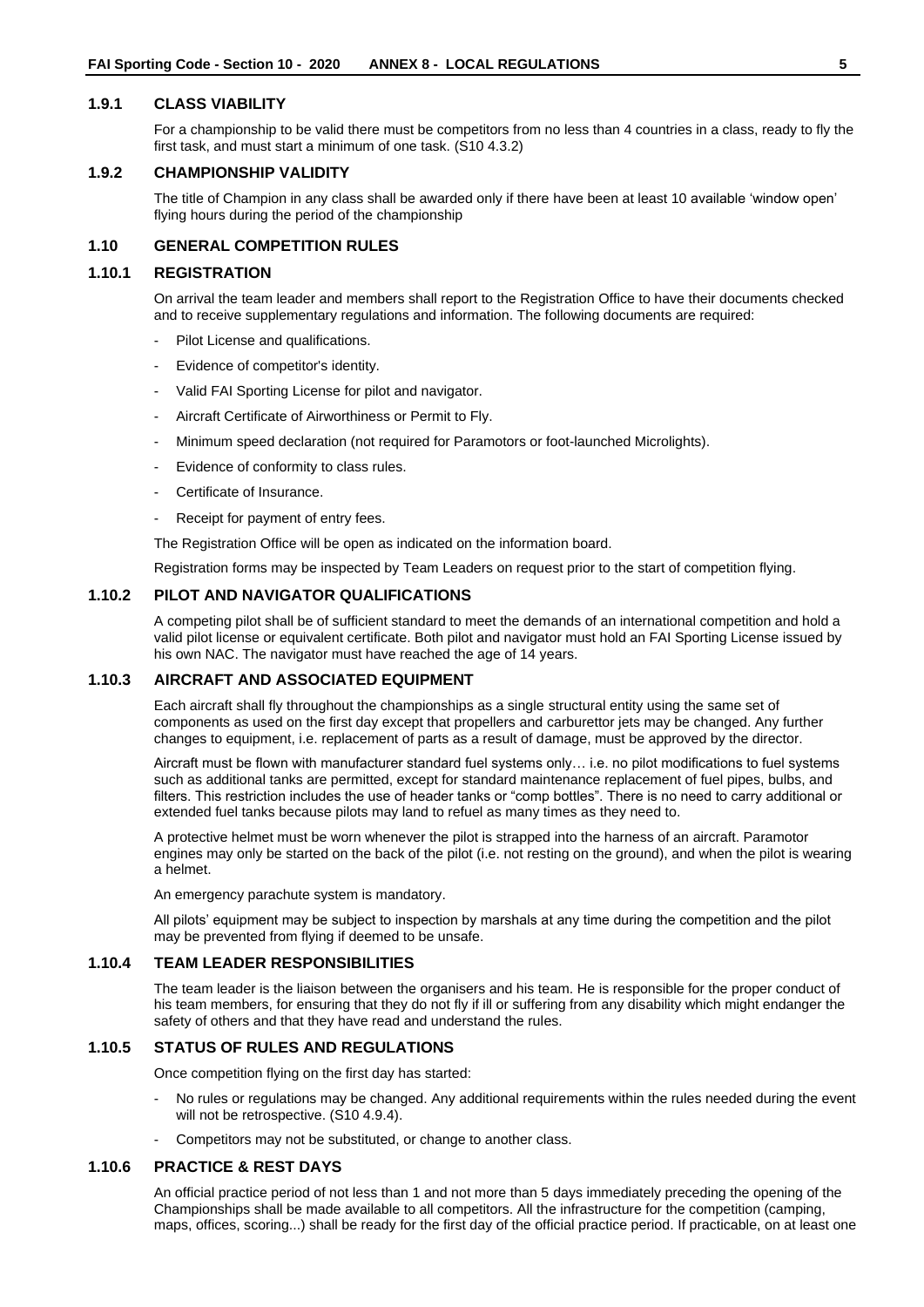### 1.9.1 CLASS VIABILITY

For a championship to be valid there must be competitors from no less than 4 countries in a class, ready to fly the first task, and must start a minimum of one task. (S10 4.3.2)

### 1.9.2 CHAMPIONSHIP VALIDITY

The title of Champion in any class shall be awarded only if there have been at least 10 available 'window open' flying hours during the period of the championship

## 1.10 GENERAL COMPETITION RULES

### 1.10.1 REGISTRATION

On arrival the team leader and members shall report to the Registration Office to have their documents checked and to receive supplementary regulations and information. The following documents are required:

- Pilot License and qualifications.
- Evidence of competitor's identity.
- Valid FAI Sporting License for pilot and navigator.
- Aircraft Certificate of Airworthiness or Permit to Fly.
- Minimum speed declaration (not required for Paramotors or foot-launched Microlights).
- Evidence of conformity to class rules.
- Certificate of Insurance.
- Receipt for payment of entry fees.

The Registration Office will be open as indicated on the information board.

Registration forms may be inspected by Team Leaders on request prior to the start of competition flying.

### 1.10.2 PILOT AND NAVIGATOR QUALIFICATIONS

A competing pilot shall be of sufficient standard to meet the demands of an international competition and hold a valid pilot license or equivalent certificate. Both pilot and navigator must hold an FAI Sporting License issued by his own NAC. The navigator must have reached the age of 14 years.

### 1.10.3 AIRCRAFT AND ASSOCIATED EQUIPMENT

Each aircraft shall fly throughout the championships as a single structural entity using the same set of components as used on the first day except that propellers and carburettor jets may be changed. Any further changes to equipment, i.e. replacement of parts as a result of damage, must be approved by the director.

Aircraft must be flown with manufacturer standard fuel systems only… i.e. no pilot modifications to fuel systems such as additional tanks are permitted, except for standard maintenance replacement of fuel pipes, bulbs, and filters. This restriction includes the use of header tanks or "comp bottles". There is no need to carry additional or extended fuel tanks because pilots may land to refuel as many times as they need to.

A protective helmet must be worn whenever the pilot is strapped into the harness of an aircraft. Paramotor engines may only be started on the back of the pilot (i.e. not resting on the ground), and when the pilot is wearing a helmet.

An emergency parachute system is mandatory.

All pilots' equipment may be subject to inspection by marshals at any time during the competition and the pilot may be prevented from flying if deemed to be unsafe.

### 1.10.4 TEAM LEADER RESPONSIBILITIES

The team leader is the liaison between the organisers and his team. He is responsible for the proper conduct of his team members, for ensuring that they do not fly if ill or suffering from any disability which might endanger the safety of others and that they have read and understand the rules.

### 1.10.5 STATUS OF RULES AND REGULATIONS

Once competition flying on the first day has started:

- No rules or regulations may be changed. Any additional requirements within the rules needed during the event will not be retrospective. (S10 4.9.4).
- Competitors may not be substituted, or change to another class.

### 1.10.6 PRACTICE & REST DAYS

An official practice period of not less than 1 and not more than 5 days immediately preceding the opening of the Championships shall be made available to all competitors. All the infrastructure for the competition (camping, maps, offices, scoring...) shall be ready for the first day of the official practice period. If practicable, on at least one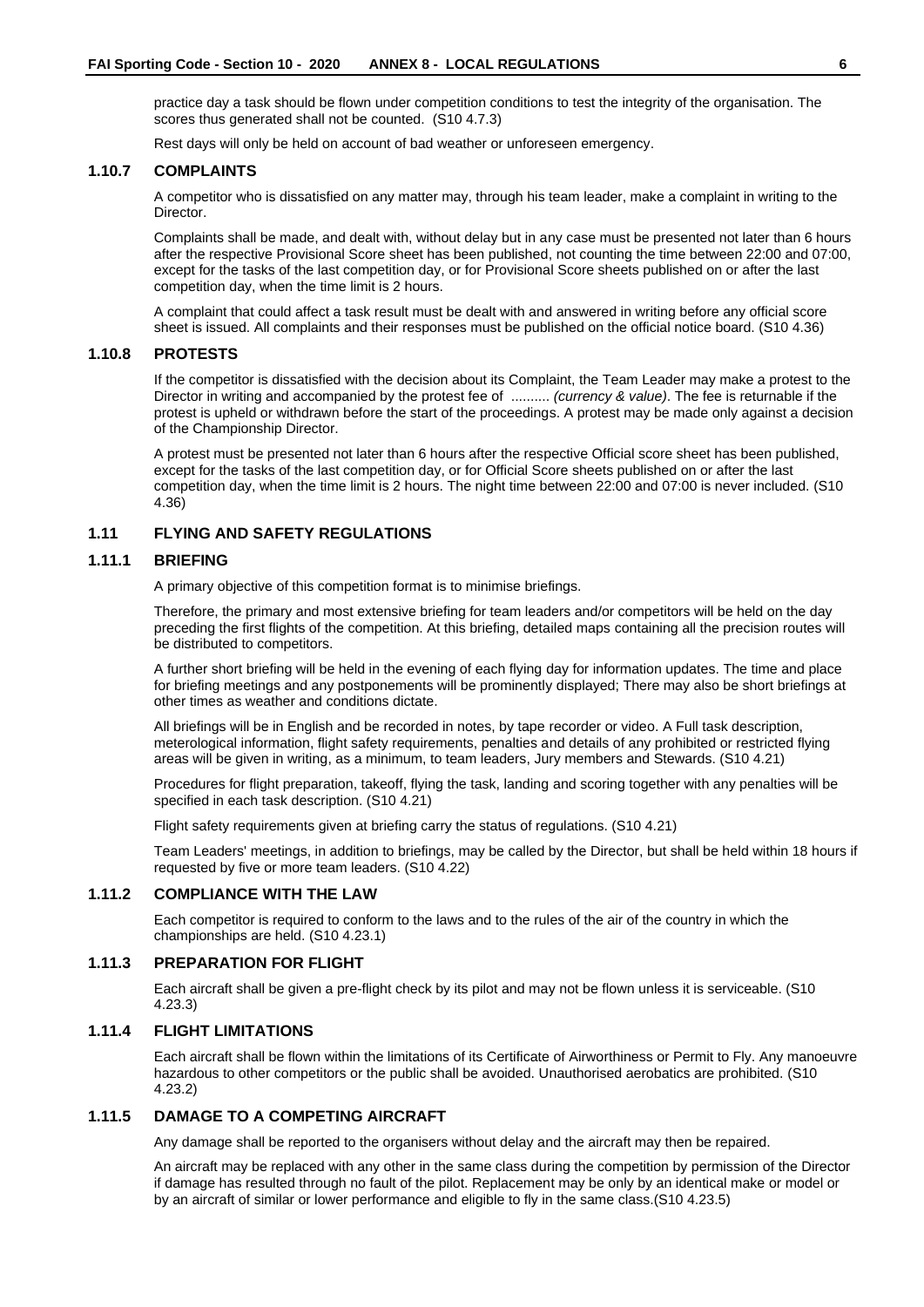practice day a task should be flown under competition conditions to test the integrity of the organisation. The scores thus generated shall not be counted. (S10 4.7.3)

Rest days will only be held on account of bad weather or unforeseen emergency.

### 1.10.7 COMPLAINTS

A competitor who is dissatisfied on any matter may, through his team leader, make a complaint in writing to the Director.

Complaints shall be made, and dealt with, without delay but in any case must be presented not later than 6 hours after the respective Provisional Score sheet has been published, not counting the time between 22:00 and 07:00, except for the tasks of the last competition day, or for Provisional Score sheets published on or after the last competition day, when the time limit is 2 hours.

A complaint that could affect a task result must be dealt with and answered in writing before any official score sheet is issued. All complaints and their responses must be published on the official notice board. (S10 4.36)

### 1.10.8 PROTESTS

If the competitor is dissatisfied with the decision about its Complaint, the Team Leader may make a protest to the Director in writing and accompanied by the protest fee of .......... *(currency & value)*. The fee is returnable if the protest is upheld or withdrawn before the start of the proceedings. A protest may be made only against a decision of the Championship Director.

A protest must be presented not later than 6 hours after the respective Official score sheet has been published, except for the tasks of the last competition day, or for Official Score sheets published on or after the last competition day, when the time limit is 2 hours. The night time between 22:00 and 07:00 is never included. (S10 4.36)

## 1.11 FLYING AND SAFETY REGULATIONS

### 1.11.1 BRIEFING

A primary objective of this competition format is to minimise briefings.

Therefore, the primary and most extensive briefing for team leaders and/or competitors will be held on the day preceding the first flights of the competition. At this briefing, detailed maps containing all the precision routes will be distributed to competitors.

A further short briefing will be held in the evening of each flying day for information updates. The time and place for briefing meetings and any postponements will be prominently displayed; There may also be short briefings at other times as weather and conditions dictate.

All briefings will be in English and be recorded in notes, by tape recorder or video. A Full task description, meterological information, flight safety requirements, penalties and details of any prohibited or restricted flying areas will be given in writing, as a minimum, to team leaders, Jury members and Stewards. (S10 4.21)

Procedures for flight preparation, takeoff, flying the task, landing and scoring together with any penalties will be specified in each task description. (S10 4.21)

Flight safety requirements given at briefing carry the status of regulations. (S10 4.21)

Team Leaders' meetings, in addition to briefings, may be called by the Director, but shall be held within 18 hours if requested by five or more team leaders. (S10 4.22)

### 1.11.2 COMPLIANCE WITH THE LAW

Each competitor is required to conform to the laws and to the rules of the air of the country in which the championships are held. (S10 4.23.1)

### 1.11.3 PREPARATION FOR FLIGHT

Each aircraft shall be given a pre-flight check by its pilot and may not be flown unless it is serviceable. (S10 4.23.3)

### 1.11.4 FLIGHT LIMITATIONS

Each aircraft shall be flown within the limitations of its Certificate of Airworthiness or Permit to Fly. Any manoeuvre hazardous to other competitors or the public shall be avoided. Unauthorised aerobatics are prohibited. (S10 4.23.2)

### 1.11.5 DAMAGE TO A COMPETING AIRCRAFT

Any damage shall be reported to the organisers without delay and the aircraft may then be repaired.

An aircraft may be replaced with any other in the same class during the competition by permission of the Director if damage has resulted through no fault of the pilot. Replacement may be only by an identical make or model or by an aircraft of similar or lower performance and eligible to fly in the same class.(S10 4.23.5)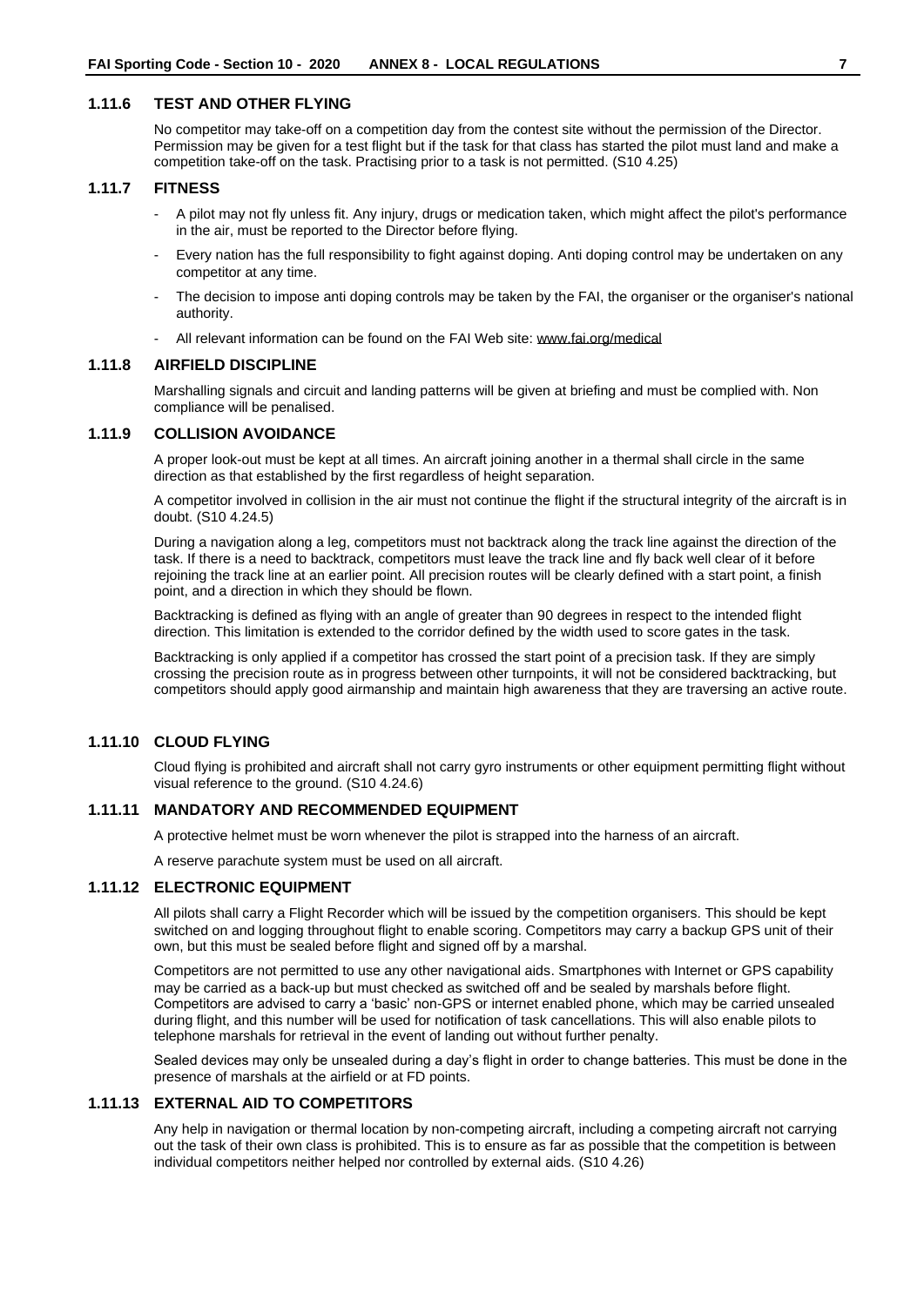### 1.11.6 TEST AND OTHER FLYING

No competitor may take-off on a competition day from the contest site without the permission of the Director. Permission may be given for a test flight but if the task for that class has started the pilot must land and make a competition take-off on the task. Practising prior to a task is not permitted. (S10 4.25)

### 1.11.7 FITNESS

- A pilot may not fly unless fit. Any injury, drugs or medication taken, which might affect the pilot's performance in the air, must be reported to the Director before flying.
- Every nation has the full responsibility to fight against doping. Anti doping control may be undertaken on any competitor at any time.
- The decision to impose anti doping controls may be taken by the FAI, the organiser or the organiser's national authority.
- All relevant information can be found on the FAI Web site: www.fai.org/medical

### 1.11.8 AIRFIELD DISCIPLINE

Marshalling signals and circuit and landing patterns will be given at briefing and must be complied with. Non compliance will be penalised.

### 1.11.9 COLLISION AVOIDANCE

A proper look-out must be kept at all times. An aircraft joining another in a thermal shall circle in the same direction as that established by the first regardless of height separation.

A competitor involved in collision in the air must not continue the flight if the structural integrity of the aircraft is in doubt. (S10 4.24.5)

During a navigation along a leg, competitors must not backtrack along the track line against the direction of the task. If there is a need to backtrack, competitors must leave the track line and fly back well clear of it before rejoining the track line at an earlier point. All precision routes will be clearly defined with a start point, a finish point, and a direction in which they should be flown.

Backtracking is defined as flying with an angle of greater than 90 degrees in respect to the intended flight direction. This limitation is extended to the corridor defined by the width used to score gates in the task.

Backtracking is only applied if a competitor has crossed the start point of a precision task. If they are simply crossing the precision route as in progress between other turnpoints, it will not be considered backtracking, but competitors should apply good airmanship and maintain high awareness that they are traversing an active route.

### 1.11.10 CLOUD FLYING

Cloud flying is prohibited and aircraft shall not carry gyro instruments or other equipment permitting flight without visual reference to the ground. (S10 4.24.6)

### 1.11.11 MANDATORY AND RECOMMENDED EQUIPMENT

A protective helmet must be worn whenever the pilot is strapped into the harness of an aircraft.

A reserve parachute system must be used on all aircraft.

### 1.11.12 ELECTRONIC EQUIPMENT

All pilots shall carry a Flight Recorder which will be issued by the competition organisers. This should be kept switched on and logging throughout flight to enable scoring. Competitors may carry a backup GPS unit of their own, but this must be sealed before flight and signed off by a marshal.

Competitors are not permitted to use any other navigational aids. Smartphones with Internet or GPS capability may be carried as a back-up but must checked as switched off and be sealed by marshals before flight. Competitors are advised to carry a 'basic' non-GPS or internet enabled phone, which may be carried unsealed during flight, and this number will be used for notification of task cancellations. This will also enable pilots to telephone marshals for retrieval in the event of landing out without further penalty.

Sealed devices may only be unsealed during a day's flight in order to change batteries. This must be done in the presence of marshals at the airfield or at FD points.

### 1.11.13 EXTERNAL AID TO COMPETITORS

Any help in navigation or thermal location by non-competing aircraft, including a competing aircraft not carrying out the task of their own class is prohibited. This is to ensure as far as possible that the competition is between individual competitors neither helped nor controlled by external aids. (S10 4.26)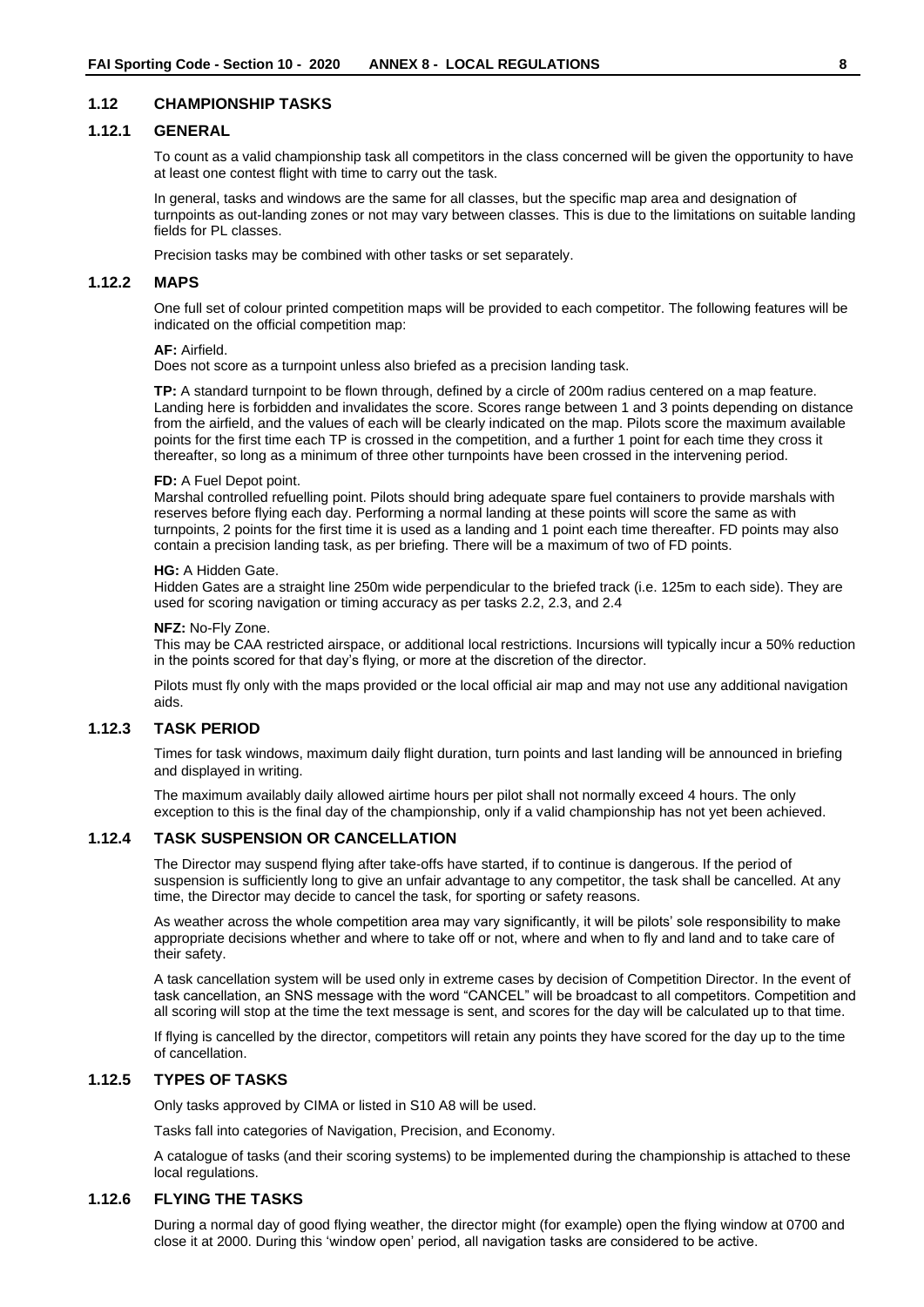## 1.12 CHAMPIONSHIP TASKS

### 1.12.1 GENERAL

To count as a valid championship task all competitors in the class concerned will be given the opportunity to have at least one contest flight with time to carry out the task.

In general, tasks and windows are the same for all classes, but the specific map area and designation of turnpoints as out-landing zones or not may vary between classes. This is due to the limitations on suitable landing fields for PL classes.

Precision tasks may be combined with other tasks or set separately.

### 1.12.2 MAPS

One full set of colour printed competition maps will be provided to each competitor. The following features will be indicated on the official competition map:

**AF:** Airfield.
Does not score as a turnpoint unless also briefed as a precision landing task.

**TP:** A standard turnpoint to be flown through, defined by a circle of 200m radius centered on a map feature. Landing here is forbidden and invalidates the score. Scores range between 1 and 3 points depending on distance from the airfield, and the values of each will be clearly indicated on the map. Pilots score the maximum available points for the first time each TP is crossed in the competition, and a further 1 point for each time they cross it thereafter, so long as a minimum of three other turnpoints have been crossed in the intervening period.

**FD:** A Fuel Depot point.
Marshal controlled refuelling point. Pilots should bring adequate spare fuel containers to provide marshals with reserves before flying each day. Performing a normal landing at these points will score the same as with turnpoints, 2 points for the first time it is used as a landing and 1 point each time thereafter. FD points may also contain a precision landing task, as per briefing. There will be a maximum of two of FD points.

**HG:** A Hidden Gate.
Hidden Gates are a straight line 250m wide perpendicular to the briefed track (i.e. 125m to each side). They are used for scoring navigation or timing accuracy as per tasks 2.2, 2.3, and 2.4

**NFZ:** No-Fly Zone.
This may be CAA restricted airspace, or additional local restrictions. Incursions will typically incur a 50% reduction in the points scored for that day's flying, or more at the discretion of the director.

Pilots must fly only with the maps provided or the local official air map and may not use any additional navigation aids.

### 1.12.3 TASK PERIOD

Times for task windows, maximum daily flight duration, turn points and last landing will be announced in briefing and displayed in writing.

The maximum availably daily allowed airtime hours per pilot shall not normally exceed 4 hours. The only exception to this is the final day of the championship, only if a valid championship has not yet been achieved.

### 1.12.4 TASK SUSPENSION OR CANCELLATION

The Director may suspend flying after take-offs have started, if to continue is dangerous. If the period of suspension is sufficiently long to give an unfair advantage to any competitor, the task shall be cancelled. At any time, the Director may decide to cancel the task, for sporting or safety reasons.

As weather across the whole competition area may vary significantly, it will be pilots' sole responsibility to make appropriate decisions whether and where to take off or not, where and when to fly and land and to take care of their safety.

A task cancellation system will be used only in extreme cases by decision of Competition Director. In the event of task cancellation, an SNS message with the word "CANCEL" will be broadcast to all competitors. Competition and all scoring will stop at the time the text message is sent, and scores for the day will be calculated up to that time.

If flying is cancelled by the director, competitors will retain any points they have scored for the day up to the time of cancellation.

### 1.12.5 TYPES OF TASKS

Only tasks approved by CIMA or listed in S10 A8 will be used.

Tasks fall into categories of Navigation, Precision, and Economy.

A catalogue of tasks (and their scoring systems) to be implemented during the championship is attached to these local regulations.

### 1.12.6 FLYING THE TASKS

During a normal day of good flying weather, the director might (for example) open the flying window at 0700 and close it at 2000. During this 'window open' period, all navigation tasks are considered to be active.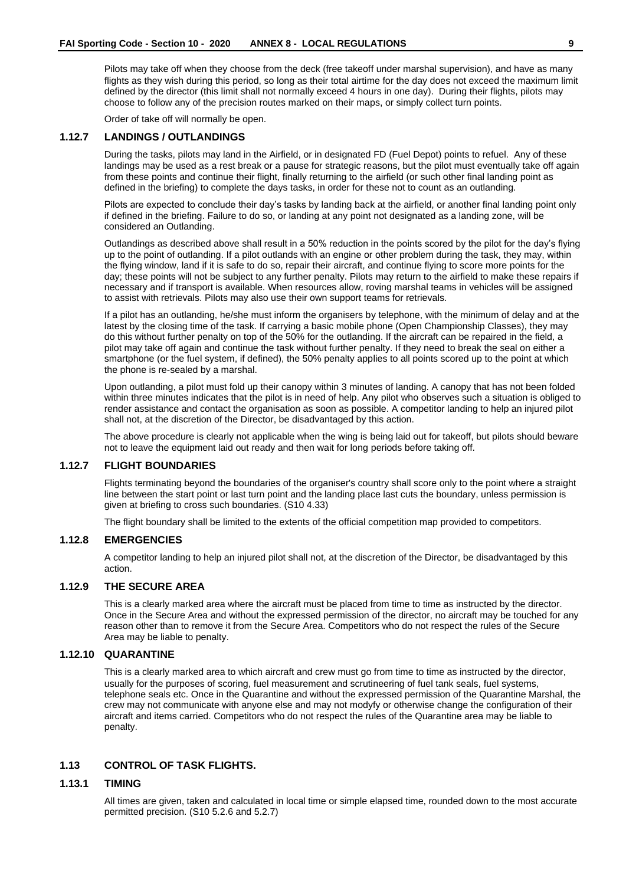Pilots may take off when they choose from the deck (free takeoff under marshal supervision), and have as many flights as they wish during this period, so long as their total airtime for the day does not exceed the maximum limit defined by the director (this limit shall not normally exceed 4 hours in one day). During their flights, pilots may choose to follow any of the precision routes marked on their maps, or simply collect turn points.

Order of take off will normally be open.

### 1.12.7 LANDINGS / OUTLANDINGS

During the tasks, pilots may land in the Airfield, or in designated FD (Fuel Depot) points to refuel. Any of these landings may be used as a rest break or a pause for strategic reasons, but the pilot must eventually take off again from these points and continue their flight, finally returning to the airfield (or such other final landing point as defined in the briefing) to complete the days tasks, in order for these not to count as an outlanding.

Pilots are expected to conclude their day's tasks by landing back at the airfield, or another final landing point only if defined in the briefing. Failure to do so, or landing at any point not designated as a landing zone, will be considered an Outlanding.

Outlandings as described above shall result in a 50% reduction in the points scored by the pilot for the day's flying up to the point of outlanding. If a pilot outlands with an engine or other problem during the task, they may, within the flying window, land if it is safe to do so, repair their aircraft, and continue flying to score more points for the day; these points will not be subject to any further penalty. Pilots may return to the airfield to make these repairs if necessary and if transport is available. When resources allow, roving marshal teams in vehicles will be assigned to assist with retrievals. Pilots may also use their own support teams for retrievals.

If a pilot has an outlanding, he/she must inform the organisers by telephone, with the minimum of delay and at the latest by the closing time of the task. If carrying a basic mobile phone (Open Championship Classes), they may do this without further penalty on top of the 50% for the outlanding. If the aircraft can be repaired in the field, a pilot may take off again and continue the task without further penalty. If they need to break the seal on either a smartphone (or the fuel system, if defined), the 50% penalty applies to all points scored up to the point at which the phone is re-sealed by a marshal.

Upon outlanding, a pilot must fold up their canopy within 3 minutes of landing. A canopy that has not been folded within three minutes indicates that the pilot is in need of help. Any pilot who observes such a situation is obliged to render assistance and contact the organisation as soon as possible. A competitor landing to help an injured pilot shall not, at the discretion of the Director, be disadvantaged by this action.

The above procedure is clearly not applicable when the wing is being laid out for takeoff, but pilots should beware not to leave the equipment laid out ready and then wait for long periods before taking off.

### 1.12.7 FLIGHT BOUNDARIES

Flights terminating beyond the boundaries of the organiser's country shall score only to the point where a straight line between the start point or last turn point and the landing place last cuts the boundary, unless permission is given at briefing to cross such boundaries. (S10 4.33)

The flight boundary shall be limited to the extents of the official competition map provided to competitors.

### 1.12.8 EMERGENCIES

A competitor landing to help an injured pilot shall not, at the discretion of the Director, be disadvantaged by this action.

### 1.12.9 THE SECURE AREA

This is a clearly marked area where the aircraft must be placed from time to time as instructed by the director. Once in the Secure Area and without the expressed permission of the director, no aircraft may be touched for any reason other than to remove it from the Secure Area. Competitors who do not respect the rules of the Secure Area may be liable to penalty.

### 1.12.10 QUARANTINE

This is a clearly marked area to which aircraft and crew must go from time to time as instructed by the director, usually for the purposes of scoring, fuel measurement and scrutineering of fuel tank seals, fuel systems, telephone seals etc. Once in the Quarantine and without the expressed permission of the Quarantine Marshal, the crew may not communicate with anyone else and may not modyfy or otherwise change the configuration of their aircraft and items carried. Competitors who do not respect the rules of the Quarantine area may be liable to penalty.

## 1.13 CONTROL OF TASK FLIGHTS.

### 1.13.1 TIMING

All times are given, taken and calculated in local time or simple elapsed time, rounded down to the most accurate permitted precision. (S10 5.2.6 and 5.2.7)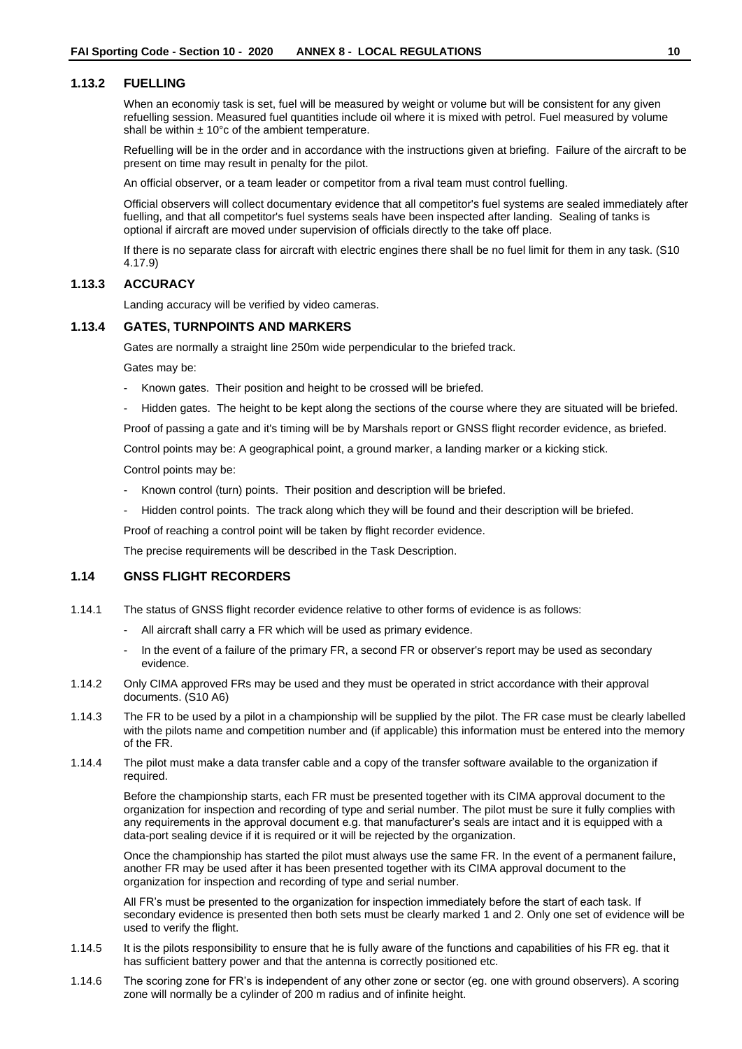### 1.13.2 FUELLING

When an economiy task is set, fuel will be measured by weight or volume but will be consistent for any given refuelling session. Measured fuel quantities include oil where it is mixed with petrol. Fuel measured by volume shall be within ± 10°c of the ambient temperature.

Refuelling will be in the order and in accordance with the instructions given at briefing. Failure of the aircraft to be present on time may result in penalty for the pilot.

An official observer, or a team leader or competitor from a rival team must control fuelling.

Official observers will collect documentary evidence that all competitor's fuel systems are sealed immediately after fuelling, and that all competitor's fuel systems seals have been inspected after landing. Sealing of tanks is optional if aircraft are moved under supervision of officials directly to the take off place.

If there is no separate class for aircraft with electric engines there shall be no fuel limit for them in any task. (S10 4.17.9)

### 1.13.3 ACCURACY

Landing accuracy will be verified by video cameras.

### 1.13.4 GATES, TURNPOINTS AND MARKERS

Gates are normally a straight line 250m wide perpendicular to the briefed track.

Gates may be:

- Known gates. Their position and height to be crossed will be briefed.
- Hidden gates. The height to be kept along the sections of the course where they are situated will be briefed.

Proof of passing a gate and it's timing will be by Marshals report or GNSS flight recorder evidence, as briefed.

Control points may be: A geographical point, a ground marker, a landing marker or a kicking stick.

Control points may be:

- Known control (turn) points. Their position and description will be briefed.
- Hidden control points. The track along which they will be found and their description will be briefed.

Proof of reaching a control point will be taken by flight recorder evidence.

The precise requirements will be described in the Task Description.

## 1.14 GNSS FLIGHT RECORDERS

1.14.1 The status of GNSS flight recorder evidence relative to other forms of evidence is as follows:

- All aircraft shall carry a FR which will be used as primary evidence.
- In the event of a failure of the primary FR, a second FR or observer's report may be used as secondary evidence.

1.14.2 Only CIMA approved FRs may be used and they must be operated in strict accordance with their approval documents. (S10 A6)

1.14.3 The FR to be used by a pilot in a championship will be supplied by the pilot. The FR case must be clearly labelled with the pilots name and competition number and (if applicable) this information must be entered into the memory of the FR.

1.14.4 The pilot must make a data transfer cable and a copy of the transfer software available to the organization if required.

Before the championship starts, each FR must be presented together with its CIMA approval document to the organization for inspection and recording of type and serial number. The pilot must be sure it fully complies with any requirements in the approval document e.g. that manufacturer's seals are intact and it is equipped with a data-port sealing device if it is required or it will be rejected by the organization.

Once the championship has started the pilot must always use the same FR. In the event of a permanent failure, another FR may be used after it has been presented together with its CIMA approval document to the organization for inspection and recording of type and serial number.

All FR's must be presented to the organization for inspection immediately before the start of each task. If secondary evidence is presented then both sets must be clearly marked 1 and 2. Only one set of evidence will be used to verify the flight.

1.14.5 It is the pilots responsibility to ensure that he is fully aware of the functions and capabilities of his FR eg. that it has sufficient battery power and that the antenna is correctly positioned etc.

1.14.6 The scoring zone for FR's is independent of any other zone or sector (eg. one with ground observers). A scoring zone will normally be a cylinder of 200 m radius and of infinite height.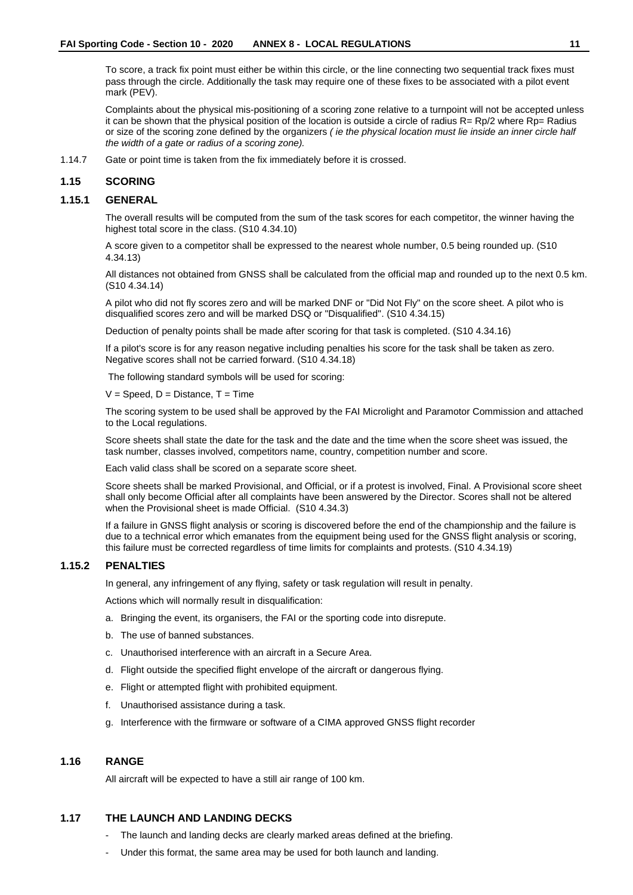To score, a track fix point must either be within this circle, or the line connecting two sequential track fixes must pass through the circle. Additionally the task may require one of these fixes to be associated with a pilot event mark (PEV).

Complaints about the physical mis-positioning of a scoring zone relative to a turnpoint will not be accepted unless it can be shown that the physical position of the location is outside a circle of radius $R = Rp/2$ where $Rp$= Radius or size of the scoring zone defined by the organizers *( ie the physical location must lie inside an inner circle half the width of a gate or radius of a scoring zone).*

1.14.7 Gate or point time is taken from the fix immediately before it is crossed.

## 1.15 SCORING

### 1.15.1 GENERAL

The overall results will be computed from the sum of the task scores for each competitor, the winner having the highest total score in the class. (S10 4.34.10)

A score given to a competitor shall be expressed to the nearest whole number, 0.5 being rounded up. (S10 4.34.13)

All distances not obtained from GNSS shall be calculated from the official map and rounded up to the next 0.5 km. (S10 4.34.14)

A pilot who did not fly scores zero and will be marked DNF or "Did Not Fly" on the score sheet. A pilot who is disqualified scores zero and will be marked DSQ or "Disqualified". (S10 4.34.15)

Deduction of penalty points shall be made after scoring for that task is completed. (S10 4.34.16)

If a pilot's score is for any reason negative including penalties his score for the task shall be taken as zero. Negative scores shall not be carried forward. (S10 4.34.18)

The following standard symbols will be used for scoring:

V = Speed, D = Distance, T = Time

The scoring system to be used shall be approved by the FAI Microlight and Paramotor Commission and attached to the Local regulations.

Score sheets shall state the date for the task and the date and the time when the score sheet was issued, the task number, classes involved, competitors name, country, competition number and score.

Each valid class shall be scored on a separate score sheet.

Score sheets shall be marked Provisional, and Official, or if a protest is involved, Final. A Provisional score sheet shall only become Official after all complaints have been answered by the Director. Scores shall not be altered when the Provisional sheet is made Official. (S10 4.34.3)

If a failure in GNSS flight analysis or scoring is discovered before the end of the championship and the failure is due to a technical error which emanates from the equipment being used for the GNSS flight analysis or scoring, this failure must be corrected regardless of time limits for complaints and protests. (S10 4.34.19)

### 1.15.2 PENALTIES

In general, any infringement of any flying, safety or task regulation will result in penalty.

Actions which will normally result in disqualification:

a. Bringing the event, its organisers, the FAI or the sporting code into disrepute.

b. The use of banned substances.

c. Unauthorised interference with an aircraft in a Secure Area.

d. Flight outside the specified flight envelope of the aircraft or dangerous flying.

e. Flight or attempted flight with prohibited equipment.

f. Unauthorised assistance during a task.

g. Interference with the firmware or software of a CIMA approved GNSS flight recorder

## 1.16 RANGE

All aircraft will be expected to have a still air range of 100 km.

## 1.17 THE LAUNCH AND LANDING DECKS

- The launch and landing decks are clearly marked areas defined at the briefing.
- Under this format, the same area may be used for both launch and landing.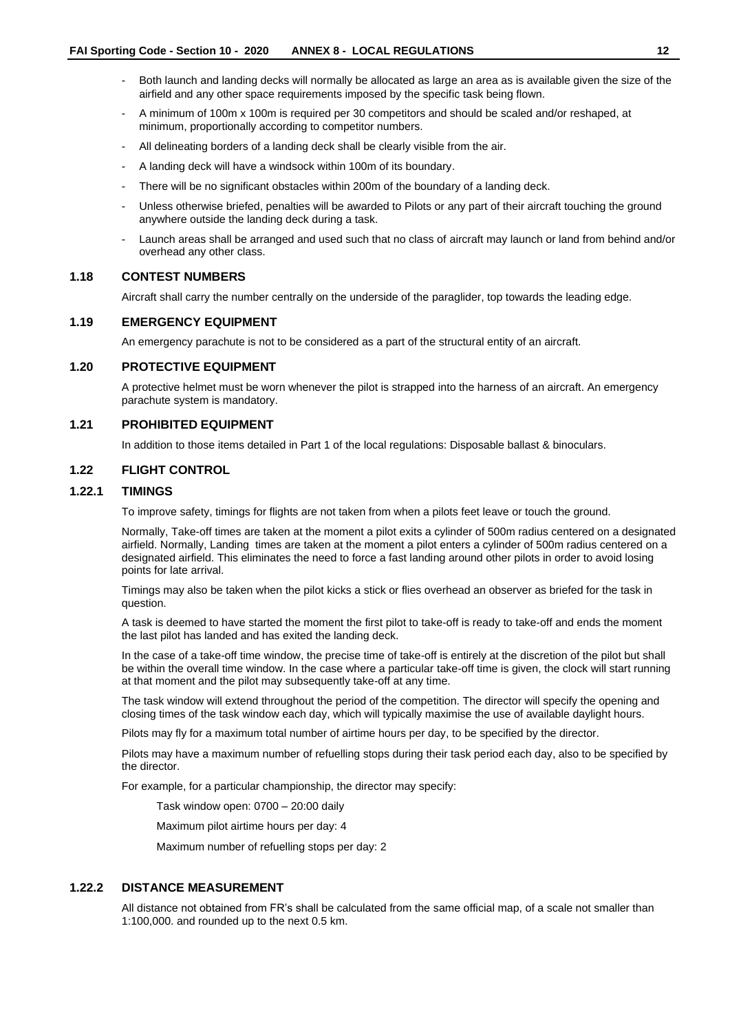- Both launch and landing decks will normally be allocated as large an area as is available given the size of the airfield and any other space requirements imposed by the specific task being flown.
- A minimum of 100m x 100m is required per 30 competitors and should be scaled and/or reshaped, at minimum, proportionally according to competitor numbers.
- All delineating borders of a landing deck shall be clearly visible from the air.
- A landing deck will have a windsock within 100m of its boundary.
- There will be no significant obstacles within 200m of the boundary of a landing deck.
- Unless otherwise briefed, penalties will be awarded to Pilots or any part of their aircraft touching the ground anywhere outside the landing deck during a task.
- Launch areas shall be arranged and used such that no class of aircraft may launch or land from behind and/or overhead any other class.

## 1.18 CONTEST NUMBERS

Aircraft shall carry the number centrally on the underside of the paraglider, top towards the leading edge.

## 1.19 EMERGENCY EQUIPMENT

An emergency parachute is not to be considered as a part of the structural entity of an aircraft.

## 1.20 PROTECTIVE EQUIPMENT

A protective helmet must be worn whenever the pilot is strapped into the harness of an aircraft. An emergency parachute system is mandatory.

## 1.21 PROHIBITED EQUIPMENT

In addition to those items detailed in Part 1 of the local regulations: Disposable ballast & binoculars.

## 1.22 FLIGHT CONTROL

### 1.22.1 TIMINGS

To improve safety, timings for flights are not taken from when a pilots feet leave or touch the ground.

Normally, Take-off times are taken at the moment a pilot exits a cylinder of 500m radius centered on a designated airfield. Normally, Landing times are taken at the moment a pilot enters a cylinder of 500m radius centered on a designated airfield. This eliminates the need to force a fast landing around other pilots in order to avoid losing points for late arrival.

Timings may also be taken when the pilot kicks a stick or flies overhead an observer as briefed for the task in question.

A task is deemed to have started the moment the first pilot to take-off is ready to take-off and ends the moment the last pilot has landed and has exited the landing deck.

In the case of a take-off time window, the precise time of take-off is entirely at the discretion of the pilot but shall be within the overall time window. In the case where a particular take-off time is given, the clock will start running at that moment and the pilot may subsequently take-off at any time.

The task window will extend throughout the period of the competition. The director will specify the opening and closing times of the task window each day, which will typically maximise the use of available daylight hours.

Pilots may fly for a maximum total number of airtime hours per day, to be specified by the director.

Pilots may have a maximum number of refuelling stops during their task period each day, also to be specified by the director.

For example, for a particular championship, the director may specify:

Task window open: 0700 – 20:00 daily

Maximum pilot airtime hours per day: 4

Maximum number of refuelling stops per day: 2

### 1.22.2 DISTANCE MEASUREMENT

All distance not obtained from FR's shall be calculated from the same official map, of a scale not smaller than 1:100,000. and rounded up to the next 0.5 km.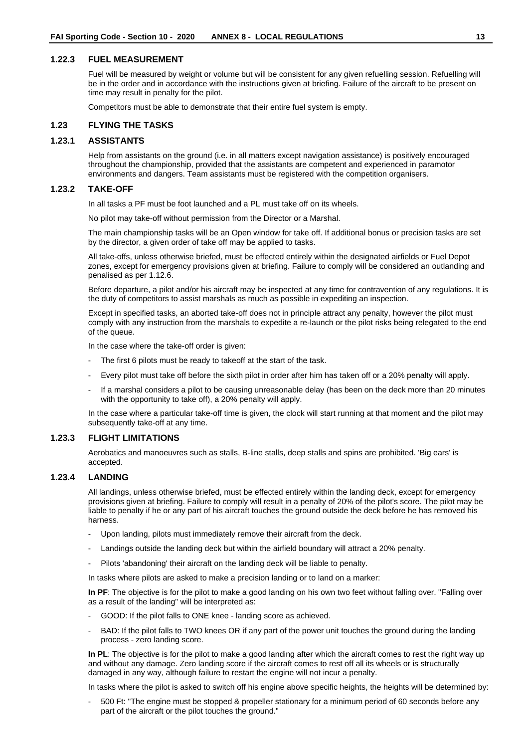### 1.22.3 FUEL MEASUREMENT

Fuel will be measured by weight or volume but will be consistent for any given refuelling session. Refuelling will be in the order and in accordance with the instructions given at briefing. Failure of the aircraft to be present on time may result in penalty for the pilot.

Competitors must be able to demonstrate that their entire fuel system is empty.

## 1.23 FLYING THE TASKS

### 1.23.1 ASSISTANTS

Help from assistants on the ground (i.e. in all matters except navigation assistance) is positively encouraged throughout the championship, provided that the assistants are competent and experienced in paramotor environments and dangers. Team assistants must be registered with the competition organisers.

### 1.23.2 TAKE-OFF

In all tasks a PF must be foot launched and a PL must take off on its wheels.

No pilot may take-off without permission from the Director or a Marshal.

The main championship tasks will be an Open window for take off. If additional bonus or precision tasks are set by the director, a given order of take off may be applied to tasks.

All take-offs, unless otherwise briefed, must be effected entirely within the designated airfields or Fuel Depot zones, except for emergency provisions given at briefing. Failure to comply will be considered an outlanding and penalised as per 1.12.6.

Before departure, a pilot and/or his aircraft may be inspected at any time for contravention of any regulations. It is the duty of competitors to assist marshals as much as possible in expediting an inspection.

Except in specified tasks, an aborted take-off does not in principle attract any penalty, however the pilot must comply with any instruction from the marshals to expedite a re-launch or the pilot risks being relegated to the end of the queue.

In the case where the take-off order is given:

- The first 6 pilots must be ready to takeoff at the start of the task.
- Every pilot must take off before the sixth pilot in order after him has taken off or a 20% penalty will apply.
- If a marshal considers a pilot to be causing unreasonable delay (has been on the deck more than 20 minutes with the opportunity to take off), a 20% penalty will apply.

In the case where a particular take-off time is given, the clock will start running at that moment and the pilot may subsequently take-off at any time.

### 1.23.3 FLIGHT LIMITATIONS

Aerobatics and manoeuvres such as stalls, B-line stalls, deep stalls and spins are prohibited. 'Big ears' is accepted.

### 1.23.4 LANDING

All landings, unless otherwise briefed, must be effected entirely within the landing deck, except for emergency provisions given at briefing. Failure to comply will result in a penalty of 20% of the pilot's score. The pilot may be liable to penalty if he or any part of his aircraft touches the ground outside the deck before he has removed his harness.

- Upon landing, pilots must immediately remove their aircraft from the deck.
- Landings outside the landing deck but within the airfield boundary will attract a 20% penalty.
- Pilots 'abandoning' their aircraft on the landing deck will be liable to penalty.

In tasks where pilots are asked to make a precision landing or to land on a marker:

**In PF**: The objective is for the pilot to make a good landing on his own two feet without falling over. "Falling over as a result of the landing" will be interpreted as:

- GOOD: If the pilot falls to ONE knee - landing score as achieved.
- BAD: If the pilot falls to TWO knees OR if any part of the power unit touches the ground during the landing process - zero landing score.

**In PL**: The objective is for the pilot to make a good landing after which the aircraft comes to rest the right way up and without any damage. Zero landing score if the aircraft comes to rest off all its wheels or is structurally damaged in any way, although failure to restart the engine will not incur a penalty.

In tasks where the pilot is asked to switch off his engine above specific heights, the heights will be determined by:

- 500 Ft: "The engine must be stopped & propeller stationary for a minimum period of 60 seconds before any part of the aircraft or the pilot touches the ground."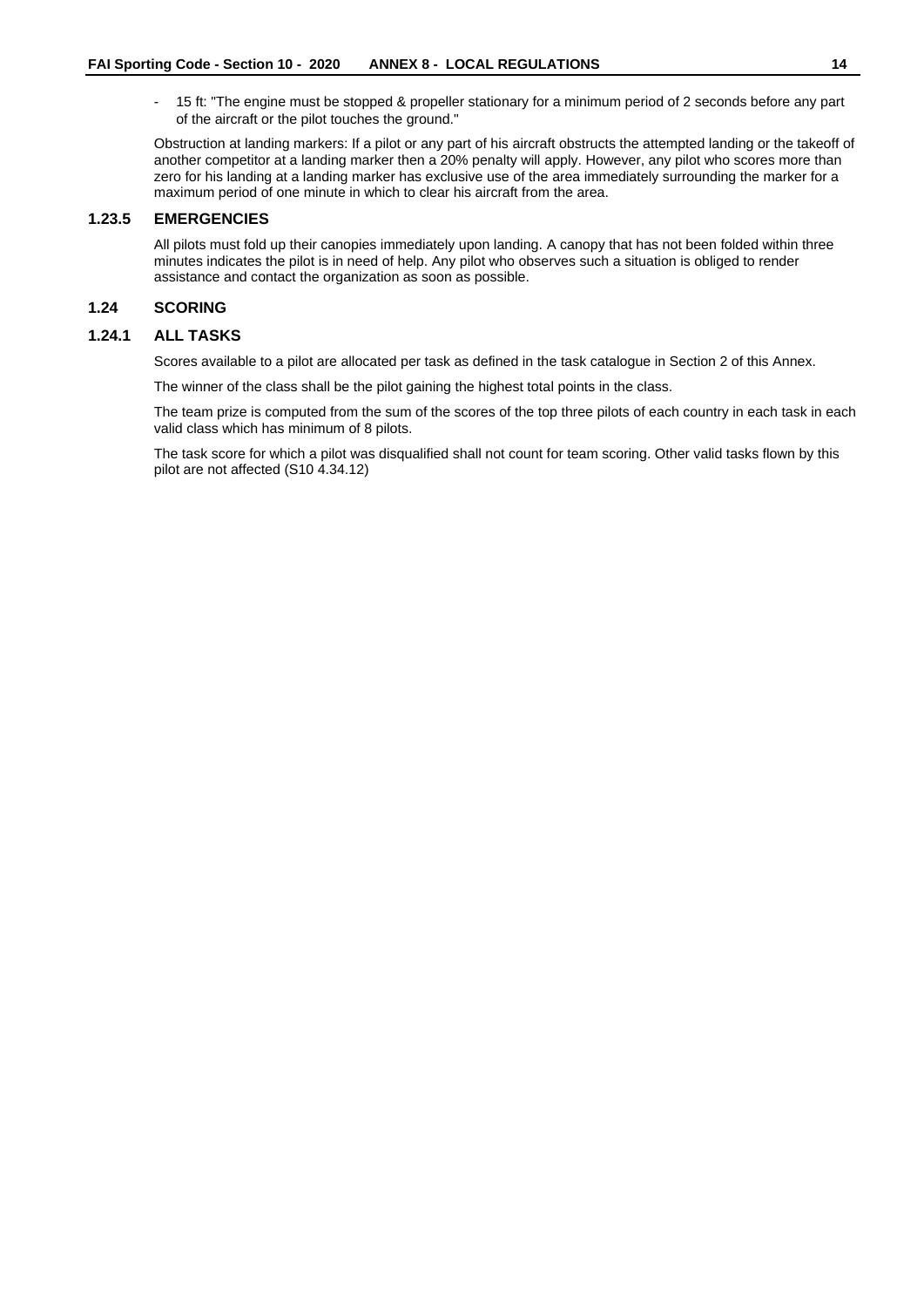- 15 ft: "The engine must be stopped & propeller stationary for a minimum period of 2 seconds before any part of the aircraft or the pilot touches the ground."

Obstruction at landing markers: If a pilot or any part of his aircraft obstructs the attempted landing or the takeoff of another competitor at a landing marker then a 20% penalty will apply. However, any pilot who scores more than zero for his landing at a landing marker has exclusive use of the area immediately surrounding the marker for a maximum period of one minute in which to clear his aircraft from the area.

### 1.23.5 EMERGENCIES

All pilots must fold up their canopies immediately upon landing. A canopy that has not been folded within three minutes indicates the pilot is in need of help. Any pilot who observes such a situation is obliged to render assistance and contact the organization as soon as possible.

## 1.24 SCORING

### 1.24.1 ALL TASKS

Scores available to a pilot are allocated per task as defined in the task catalogue in Section 2 of this Annex.

The winner of the class shall be the pilot gaining the highest total points in the class.

The team prize is computed from the sum of the scores of the top three pilots of each country in each task in each valid class which has minimum of 8 pilots.

The task score for which a pilot was disqualified shall not count for team scoring. Other valid tasks flown by this pilot are not affected (S10 4.34.12)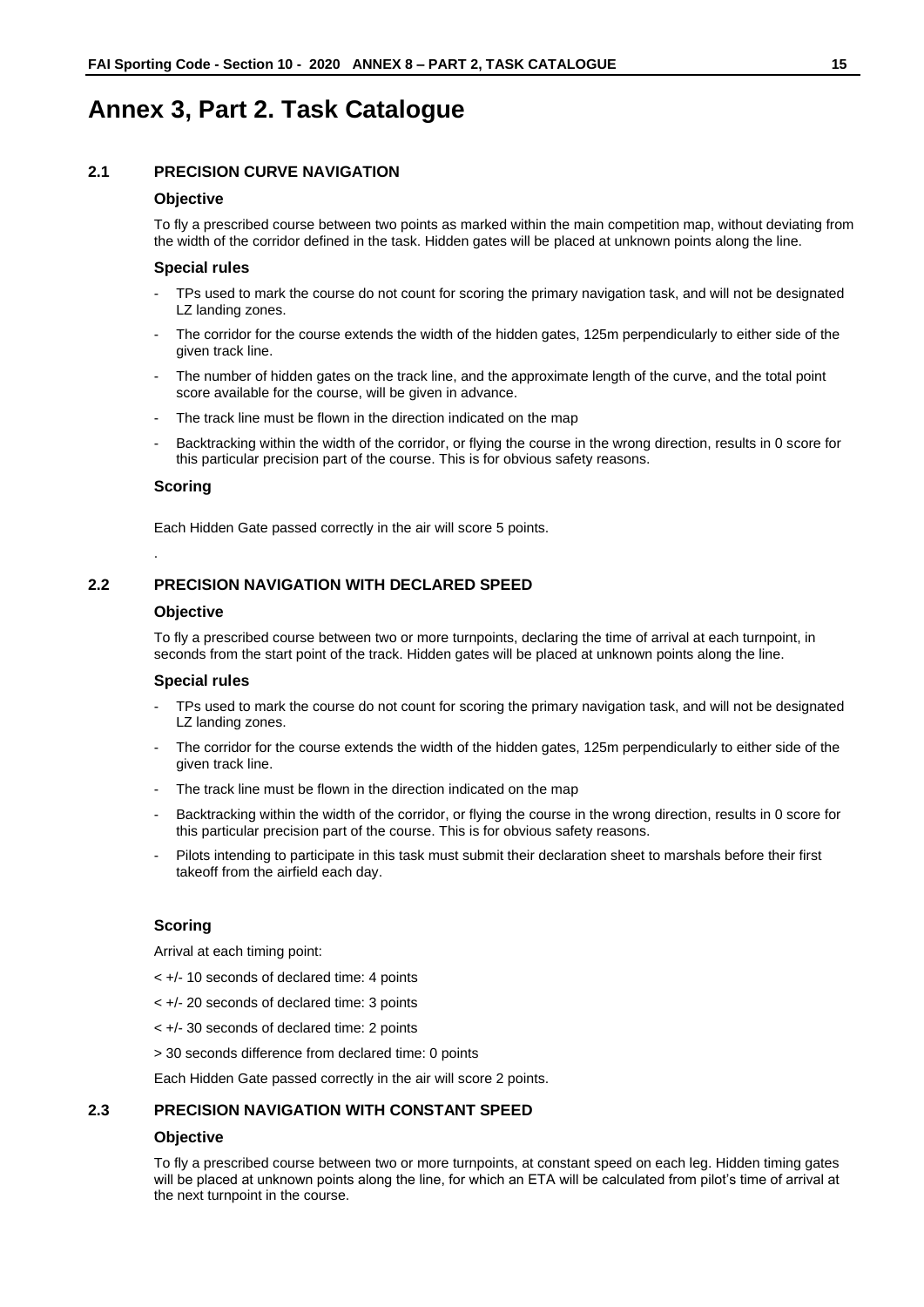# Annex 3, Part 2. Task Catalogue

## 2.1 PRECISION CURVE NAVIGATION

### Objective

To fly a prescribed course between two points as marked within the main competition map, without deviating from the width of the corridor defined in the task. Hidden gates will be placed at unknown points along the line.

### Special rules

- TPs used to mark the course do not count for scoring the primary navigation task, and will not be designated LZ landing zones.
- The corridor for the course extends the width of the hidden gates, 125m perpendicularly to either side of the given track line.
- The number of hidden gates on the track line, and the approximate length of the curve, and the total point score available for the course, will be given in advance.
- The track line must be flown in the direction indicated on the map
- Backtracking within the width of the corridor, or flying the course in the wrong direction, results in 0 score for this particular precision part of the course. This is for obvious safety reasons.

### Scoring

Each Hidden Gate passed correctly in the air will score 5 points.

.

## 2.2 PRECISION NAVIGATION WITH DECLARED SPEED

### Objective

To fly a prescribed course between two or more turnpoints, declaring the time of arrival at each turnpoint, in seconds from the start point of the track. Hidden gates will be placed at unknown points along the line.

### Special rules

- TPs used to mark the course do not count for scoring the primary navigation task, and will not be designated LZ landing zones.
- The corridor for the course extends the width of the hidden gates, 125m perpendicularly to either side of the given track line.
- The track line must be flown in the direction indicated on the map
- Backtracking within the width of the corridor, or flying the course in the wrong direction, results in 0 score for this particular precision part of the course. This is for obvious safety reasons.
- Pilots intending to participate in this task must submit their declaration sheet to marshals before their first takeoff from the airfield each day.

### Scoring

Arrival at each timing point:

< +/- 10 seconds of declared time: 4 points

< +/- 20 seconds of declared time: 3 points

< +/- 30 seconds of declared time: 2 points

> 30 seconds difference from declared time: 0 points

Each Hidden Gate passed correctly in the air will score 2 points.

## 2.3 PRECISION NAVIGATION WITH CONSTANT SPEED

### Objective

To fly a prescribed course between two or more turnpoints, at constant speed on each leg. Hidden timing gates will be placed at unknown points along the line, for which an ETA will be calculated from pilot's time of arrival at the next turnpoint in the course.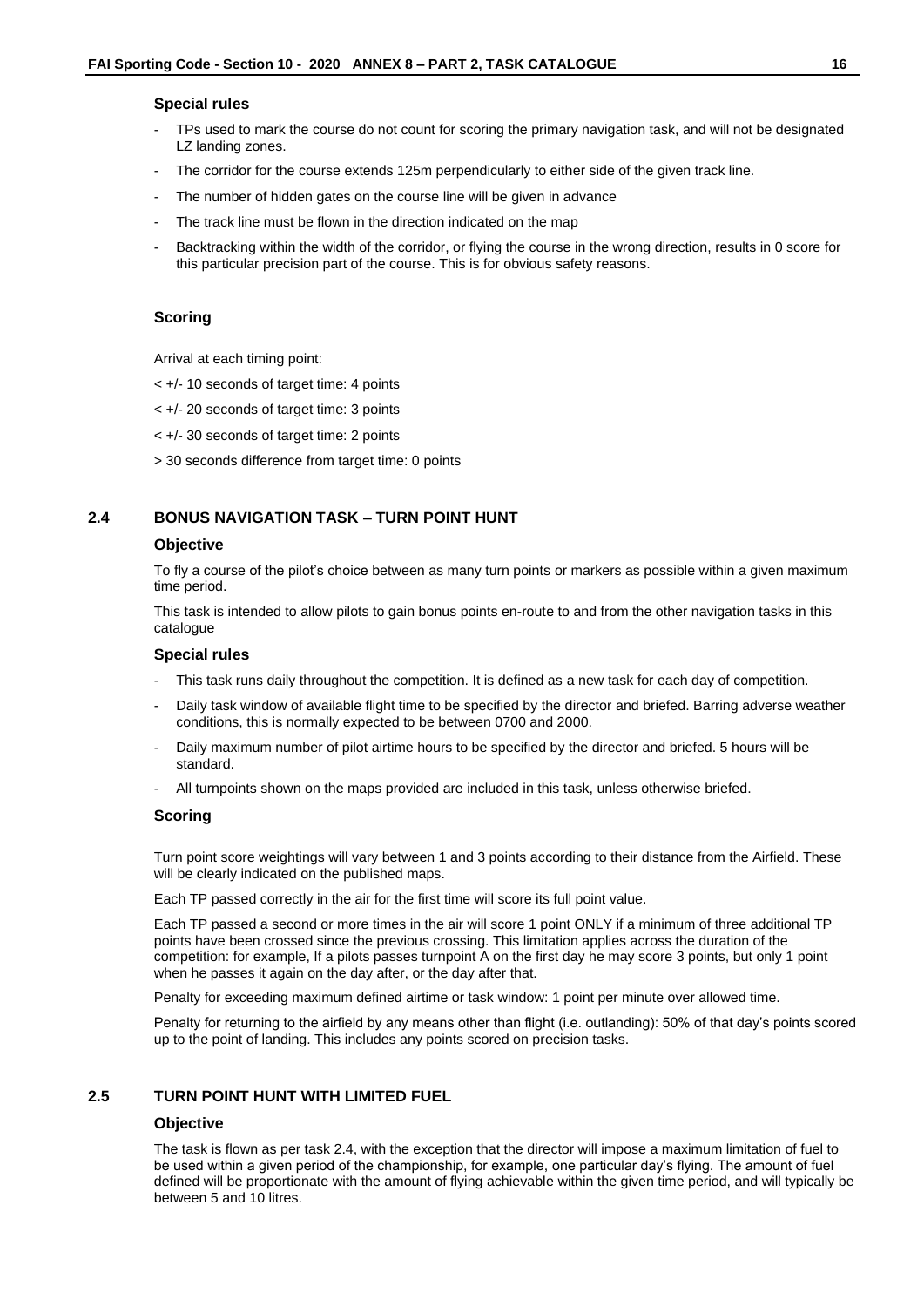### Special rules

- TPs used to mark the course do not count for scoring the primary navigation task, and will not be designated LZ landing zones.
- The corridor for the course extends 125m perpendicularly to either side of the given track line.
- The number of hidden gates on the course line will be given in advance
- The track line must be flown in the direction indicated on the map
- Backtracking within the width of the corridor, or flying the course in the wrong direction, results in 0 score for this particular precision part of the course. This is for obvious safety reasons.

### Scoring

Arrival at each timing point:

< +/- 10 seconds of target time: 4 points

< +/- 20 seconds of target time: 3 points

< +/- 30 seconds of target time: 2 points

> 30 seconds difference from target time: 0 points

## 2.4 BONUS NAVIGATION TASK – TURN POINT HUNT

### Objective

To fly a course of the pilot's choice between as many turn points or markers as possible within a given maximum time period.

This task is intended to allow pilots to gain bonus points en-route to and from the other navigation tasks in this catalogue

### Special rules

- This task runs daily throughout the competition. It is defined as a new task for each day of competition.
- Daily task window of available flight time to be specified by the director and briefed. Barring adverse weather conditions, this is normally expected to be between 0700 and 2000.
- Daily maximum number of pilot airtime hours to be specified by the director and briefed. 5 hours will be standard.
- All turnpoints shown on the maps provided are included in this task, unless otherwise briefed.

### Scoring

Turn point score weightings will vary between 1 and 3 points according to their distance from the Airfield. These will be clearly indicated on the published maps.

Each TP passed correctly in the air for the first time will score its full point value.

Each TP passed a second or more times in the air will score 1 point ONLY if a minimum of three additional TP points have been crossed since the previous crossing. This limitation applies across the duration of the competition: for example, If a pilots passes turnpoint A on the first day he may score 3 points, but only 1 point when he passes it again on the day after, or the day after that.

Penalty for exceeding maximum defined airtime or task window: 1 point per minute over allowed time.

Penalty for returning to the airfield by any means other than flight (i.e. outlanding): 50% of that day's points scored up to the point of landing. This includes any points scored on precision tasks.

## 2.5 TURN POINT HUNT WITH LIMITED FUEL

### Objective

The task is flown as per task 2.4, with the exception that the director will impose a maximum limitation of fuel to be used within a given period of the championship, for example, one particular day's flying. The amount of fuel defined will be proportionate with the amount of flying achievable within the given time period, and will typically be between 5 and 10 litres.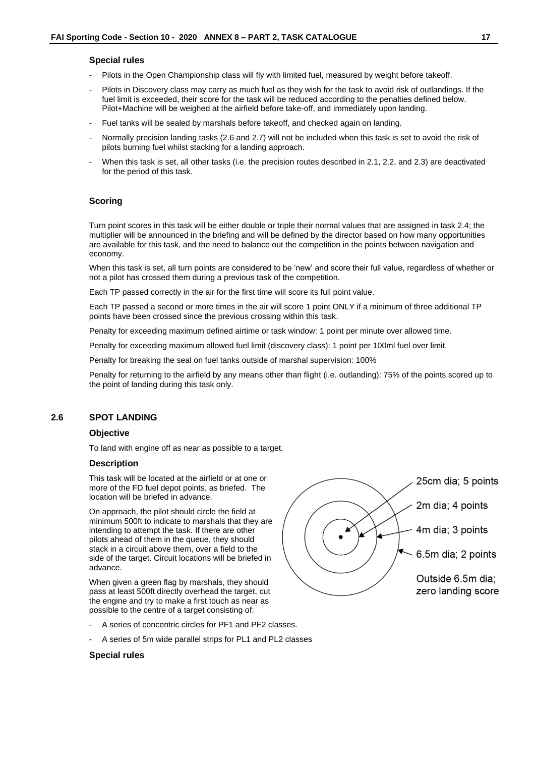### Special rules

- Pilots in the Open Championship class will fly with limited fuel, measured by weight before takeoff.
- Pilots in Discovery class may carry as much fuel as they wish for the task to avoid risk of outlandings. If the fuel limit is exceeded, their score for the task will be reduced according to the penalties defined below. Pilot+Machine will be weighed at the airfield before take-off, and immediately upon landing.
- Fuel tanks will be sealed by marshals before takeoff, and checked again on landing.
- Normally precision landing tasks (2.6 and 2.7) will not be included when this task is set to avoid the risk of pilots burning fuel whilst stacking for a landing approach.
- When this task is set, all other tasks (i.e. the precision routes described in 2.1, 2.2, and 2.3) are deactivated for the period of this task.

### Scoring

Turn point scores in this task will be either double or triple their normal values that are assigned in task 2.4; the multiplier will be announced in the briefing and will be defined by the director based on how many opportunities are available for this task, and the need to balance out the competition in the points between navigation and economy.

When this task is set, all turn points are considered to be 'new' and score their full value, regardless of whether or not a pilot has crossed them during a previous task of the competition.

Each TP passed correctly in the air for the first time will score its full point value.

Each TP passed a second or more times in the air will score 1 point ONLY if a minimum of three additional TP points have been crossed since the previous crossing within this task.

Penalty for exceeding maximum defined airtime or task window: 1 point per minute over allowed time.

Penalty for exceeding maximum allowed fuel limit (discovery class): 1 point per 100ml fuel over limit.

Penalty for breaking the seal on fuel tanks outside of marshal supervision: 100%

Penalty for returning to the airfield by any means other than flight (i.e. outlanding): 75% of the points scored up to the point of landing during this task only.

## 2.6 SPOT LANDING

### Objective

To land with engine off as near as possible to a target.

### Description

This task will be located at the airfield or at one or more of the FD fuel depot points, as briefed. The location will be briefed in advance.

On approach, the pilot should circle the field at minimum 500ft to indicate to marshals that they are intending to attempt the task. If there are other pilots ahead of them in the queue, they should stack in a circuit above them, over a field to the side of the target. Circuit locations will be briefed in advance.

When given a green flag by marshals, they should pass at least 500ft directly overhead the target, cut the engine and try to make a first touch as near as possible to the centre of a target consisting of:

25cm dia; 5 points
2m dia; 4 points
4m dia; 3 points
6.5m dia; 2 points
Outside 6.5m dia; zero landing score

- A series of concentric circles for PF1 and PF2 classes.
- A series of 5m wide parallel strips for PL1 and PL2 classes

### Special rules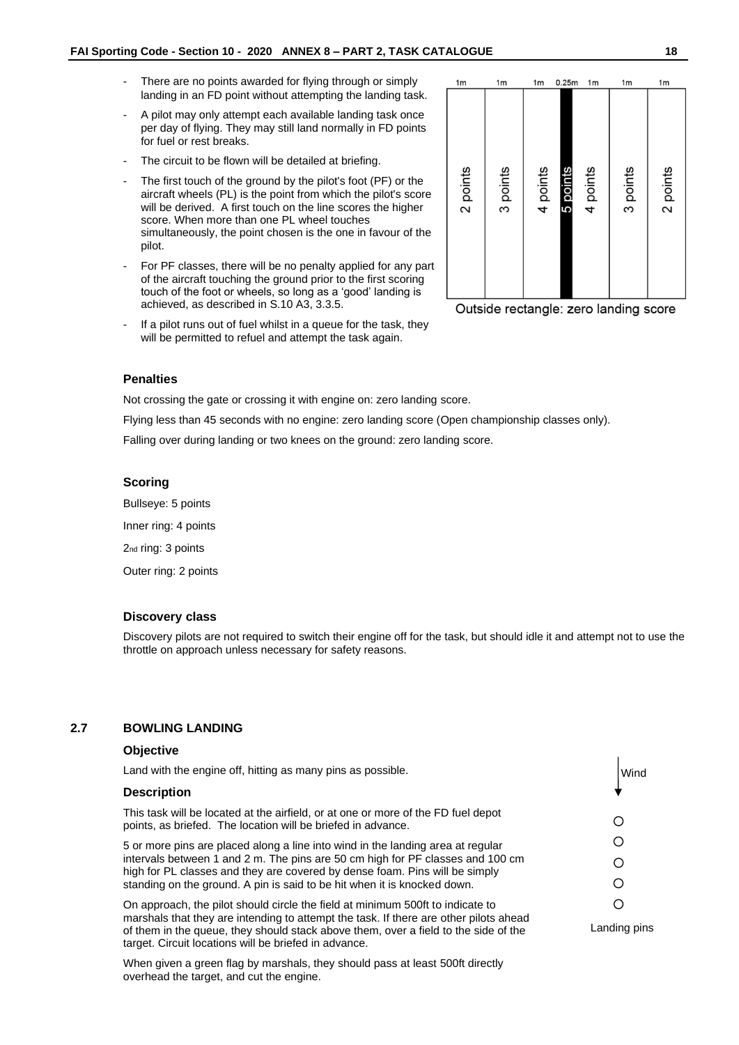- There are no points awarded for flying through or simply landing in an FD point without attempting the landing task.
- A pilot may only attempt each available landing task once per day of flying. They may still land normally in FD points for fuel or rest breaks.
- The circuit to be flown will be detailed at briefing.
- The first touch of the ground by the pilot's foot (PF) or the aircraft wheels (PL) is the point from which the pilot's score will be derived. A first touch on the line scores the higher score. When more than one PL wheel touches simultaneously, the point chosen is the one in favour of the pilot.
- For PF classes, there will be no penalty applied for any part of the aircraft touching the ground prior to the first scoring touch of the foot or wheels, so long as a 'good' landing is achieved, as described in S.10 A3, 3.3.5.
- If a pilot runs out of fuel whilst in a queue for the task, they will be permitted to refuel and attempt the task again.

| 1m | 1m | 1m | 0.25m | 1m | 1m | 1m |
|---|---|---|---|---|---|---|
| 2 points | 3 points | 4 points | 5 points | 4 points | 3 points | 2 points |

Outside rectangle: zero landing score

### Penalties

Not crossing the gate or crossing it with engine on: zero landing score.

Flying less than 45 seconds with no engine: zero landing score (Open championship classes only).

Falling over during landing or two knees on the ground: zero landing score.

### Scoring

Bullseye: 5 points

Inner ring: 4 points

2nd ring: 3 points

Outer ring: 2 points

### Discovery class

Discovery pilots are not required to switch their engine off for the task, but should idle it and attempt not to use the throttle on approach unless necessary for safety reasons.

## 2.7 BOWLING LANDING

### Objective

Land with the engine off, hitting as many pins as possible.

### Description

This task will be located at the airfield, or at one or more of the FD fuel depot points, as briefed. The location will be briefed in advance.

5 or more pins are placed along a line into wind in the landing area at regular intervals between 1 and 2 m. The pins are 50 cm high for PF classes and 100 cm high for PL classes and they are covered by dense foam. Pins will be simply standing on the ground. A pin is said to be hit when it is knocked down.

On approach, the pilot should circle the field at minimum 500ft to indicate to marshals that they are intending to attempt the task. If there are other pilots ahead of them in the queue, they should stack above them, over a field to the side of the target. Circuit locations will be briefed in advance.

When given a green flag by marshals, they should pass at least 500ft directly overhead the target, and cut the engine.

Wind

Landing pins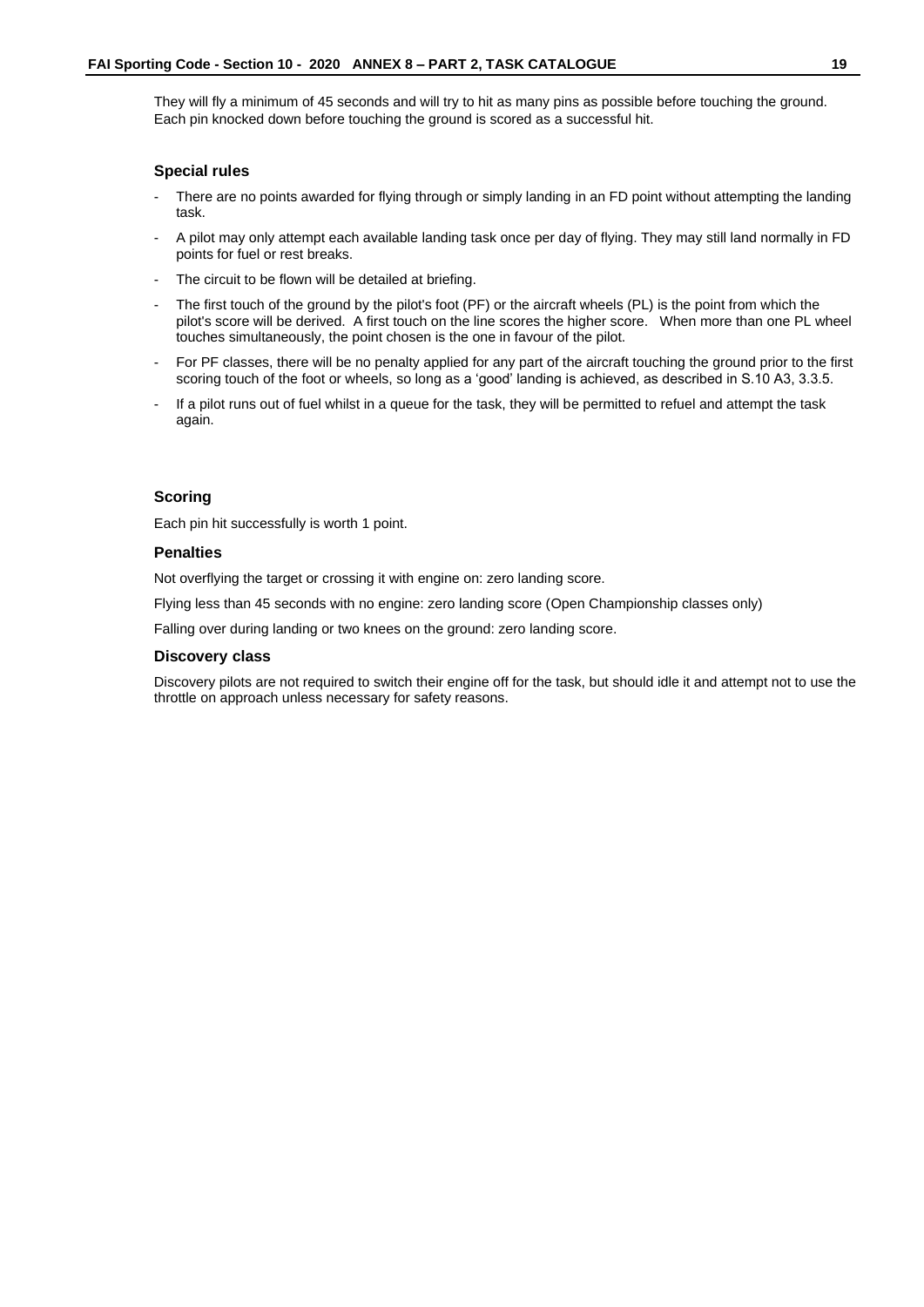They will fly a minimum of 45 seconds and will try to hit as many pins as possible before touching the ground. Each pin knocked down before touching the ground is scored as a successful hit.

### Special rules

- There are no points awarded for flying through or simply landing in an FD point without attempting the landing task.
- A pilot may only attempt each available landing task once per day of flying. They may still land normally in FD points for fuel or rest breaks.
- The circuit to be flown will be detailed at briefing.
- The first touch of the ground by the pilot's foot (PF) or the aircraft wheels (PL) is the point from which the pilot's score will be derived. A first touch on the line scores the higher score. When more than one PL wheel touches simultaneously, the point chosen is the one in favour of the pilot.
- For PF classes, there will be no penalty applied for any part of the aircraft touching the ground prior to the first scoring touch of the foot or wheels, so long as a 'good' landing is achieved, as described in S.10 A3, 3.3.5.
- If a pilot runs out of fuel whilst in a queue for the task, they will be permitted to refuel and attempt the task again.

### Scoring

Each pin hit successfully is worth 1 point.

### Penalties

Not overflying the target or crossing it with engine on: zero landing score.

Flying less than 45 seconds with no engine: zero landing score (Open Championship classes only)

Falling over during landing or two knees on the ground: zero landing score.

### Discovery class

Discovery pilots are not required to switch their engine off for the task, but should idle it and attempt not to use the throttle on approach unless necessary for safety reasons.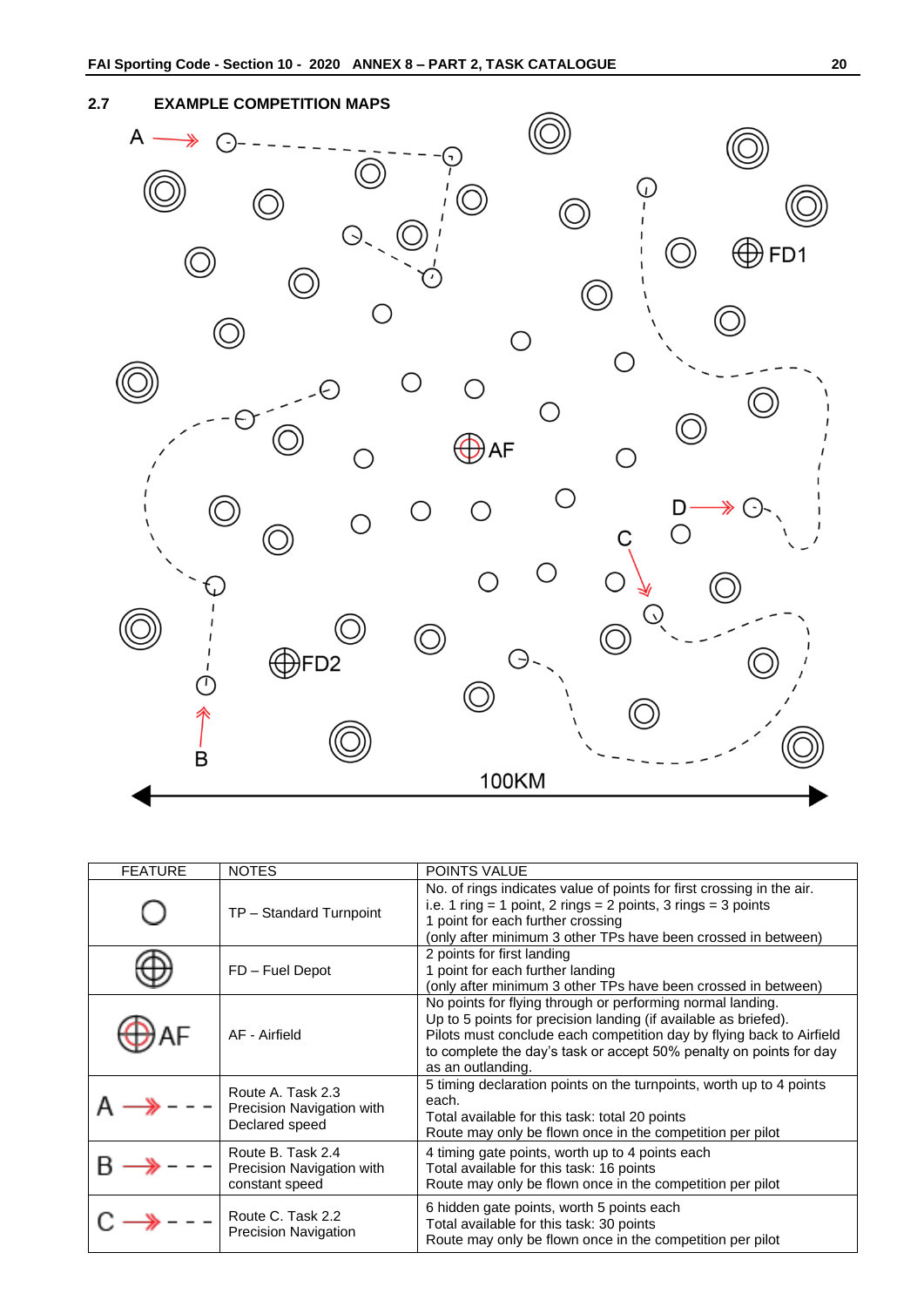## 2.7 EXAMPLE COMPETITION MAPS

A

B

C

D

AF

FD1

FD2

100KM

| FEATURE | NOTES | POINTS VALUE |
|---|---|---|
| ○ | TP – Standard Turnpoint | No. of rings indicates value of points for first crossing in the air. i.e. 1 ring = 1 point, 2 rings = 2 points, 3 rings = 3 points<br>1 point for each further crossing<br>(only after minimum 3 other TPs have been crossed in between) |
| ⊕ | FD – Fuel Depot | 2 points for first landing<br>1 point for each further landing<br>(only after minimum 3 other TPs have been crossed in between) |
| ⊕ AF | AF - Airfield | No points for flying through or performing normal landing.<br>Up to 5 points for precision landing (if available as briefed).<br>Pilots must conclude each competition day by flying back to Airfield to complete the day's task or accept 50% penalty on points for day as an outlanding. |
| A → - - - | Route A. Task 2.3 Precision Navigation with Declared speed | 5 timing declaration points on the turnpoints, worth up to 4 points each.<br>Total available for this task: total 20 points<br>Route may only be flown once in the competition per pilot |
| B → - - - | Route B. Task 2.4 Precision Navigation with constant speed | 4 timing gate points, worth up to 4 points each<br>Total available for this task: 16 points<br>Route may only be flown once in the competition per pilot |
| C → - - - | Route C. Task 2.2 Precision Navigation | 6 hidden gate points, worth 5 points each<br>Total available for this task: 30 points<br>Route may only be flown once in the competition per pilot |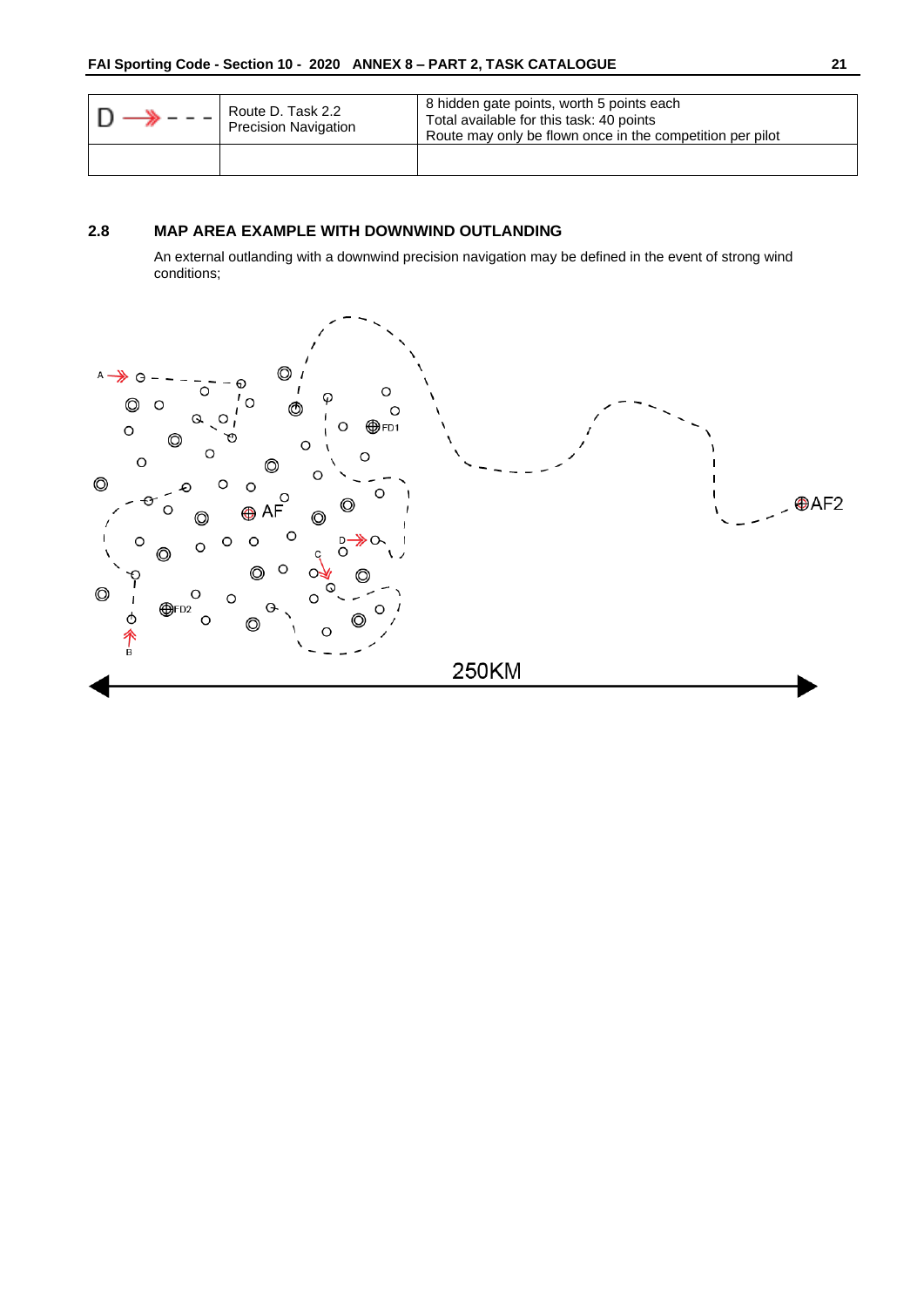| D ⟶ - - - | Route D. Task 2.2<br>Precision Navigation | 8 hidden gate points, worth 5 points each<br>Total available for this task: 40 points<br>Route may only be flown once in the competition per pilot |
|---|---|---|
| | | |

## 2.8 MAP AREA EXAMPLE WITH DOWNWIND OUTLANDING

An external outlanding with a downwind precision navigation may be defined in the event of strong wind conditions;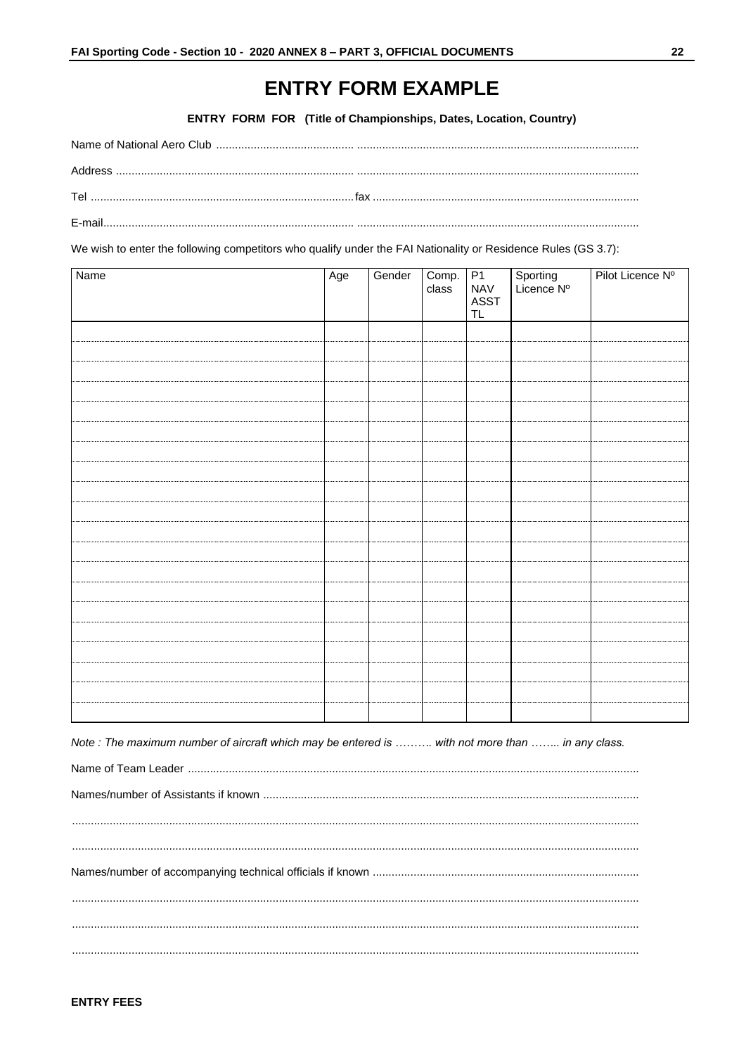# ENTRY FORM EXAMPLE

**ENTRY FORM FOR (Title of Championships, Dates, Location, Country)**

Name of National Aero Club .............................................. .........................................................................................

Address .............................................................................. .........................................................................................

Tel ....................................................................................fax ....................................................................................

E-mail................................................................................... .........................................................................................

We wish to enter the following competitors who qualify under the FAI Nationality or Residence Rules (GS 3.7):

| Name | Age | Gender | Comp. class | P1 NAV ASST TL | Sporting Licence Nº | Pilot Licence Nº |
|---|---|---|---|---|---|---|
| | | | | | | |
| | | | | | | |
| | | | | | | |
| | | | | | | |
| | | | | | | |
| | | | | | | |
| | | | | | | |
| | | | | | | |
| | | | | | | |
| | | | | | | |
| | | | | | | |
| | | | | | | |
| | | | | | | |
| | | | | | | |
| | | | | | | |
| | | | | | | |
| | | | | | | |
| | | | | | | |
| | | | | | | |
| | | | | | | |

*Note : The maximum number of aircraft which may be entered is ………. with not more than …….. in any class.*

Name of Team Leader ...............................................................................................................................................

Names/number of Assistants if known .......................................................................................................................

.................................................................................................................................................................................

.................................................................................................................................................................................

Names/number of accompanying technical officials if known ....................................................................................

.................................................................................................................................................................................

.................................................................................................................................................................................

.................................................................................................................................................................................

**ENTRY FEES**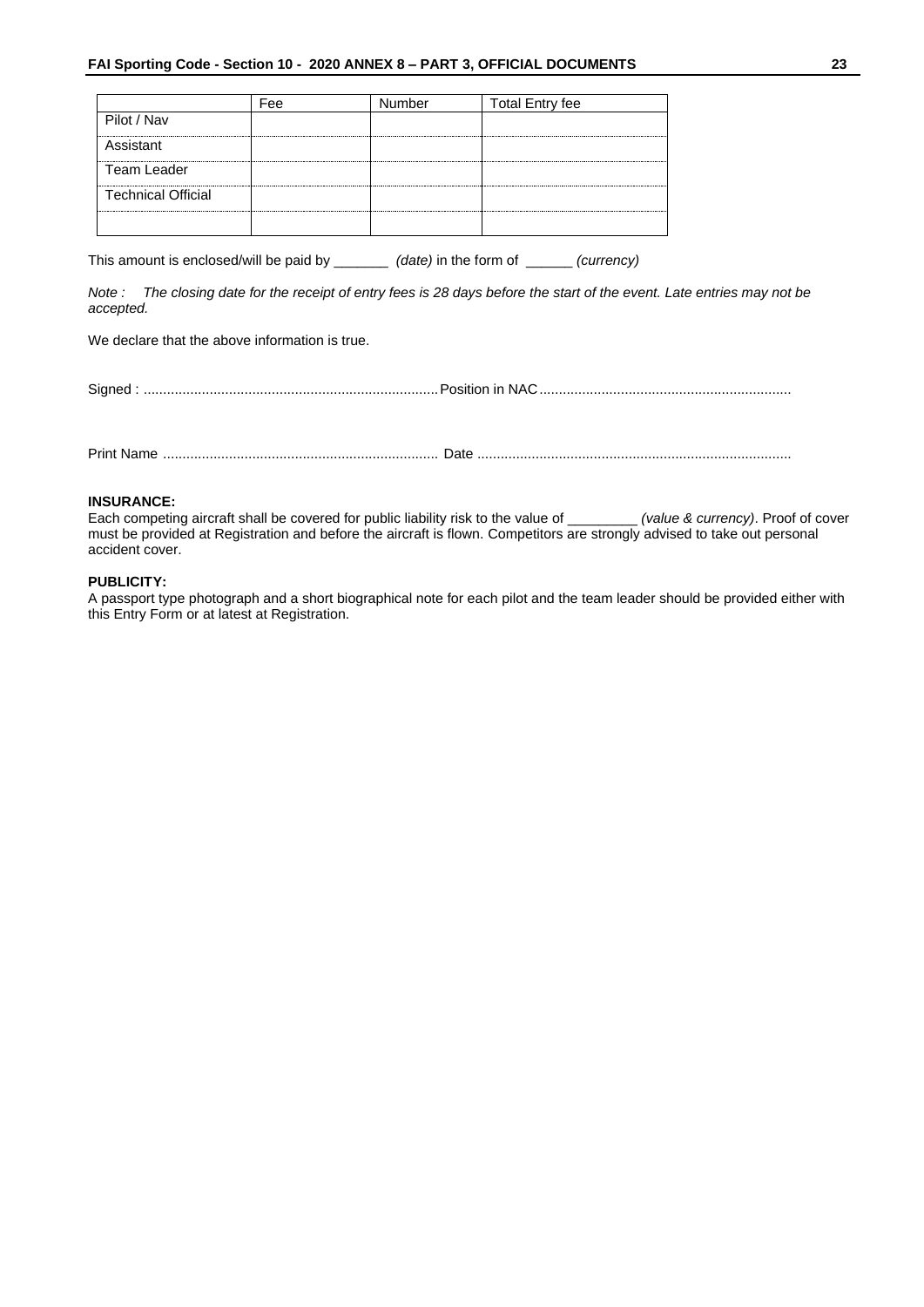| | Fee | Number | Total Entry fee |
|---|---|---|---|
| Pilot / Nav | | | |
| Assistant | | | |
| Team Leader | | | |
| Technical Official | | | |
| | | | |

This amount is enclosed/will be paid by _______ *(date)* in the form of ______ *(currency)*

*Note : The closing date for the receipt of entry fees is 28 days before the start of the event. Late entries may not be accepted.*

We declare that the above information is true.

Signed : ........................................................................... Position in NAC ................................................................

Print Name ...................................................................... Date ................................................................................

**INSURANCE:**
Each competing aircraft shall be covered for public liability risk to the value of _________ *(value & currency)*. Proof of cover must be provided at Registration and before the aircraft is flown. Competitors are strongly advised to take out personal accident cover.

**PUBLICITY:**
A passport type photograph and a short biographical note for each pilot and the team leader should be provided either with this Entry Form or at latest at Registration.